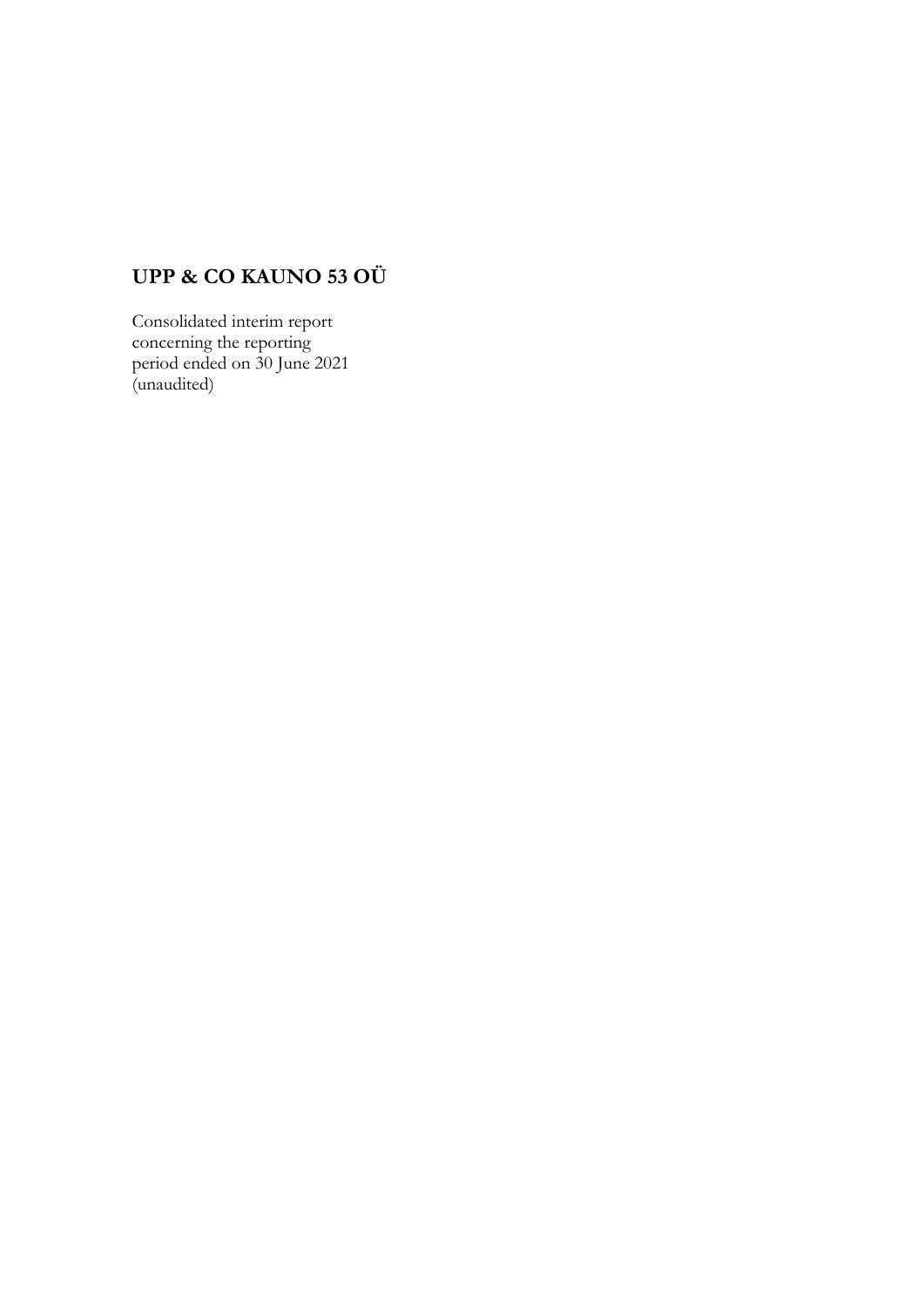# UPP & CO KAUNO 53 OÜ

Consolidated interim report
concerning the reporting
period ended on 30 June 2021
(unaudited)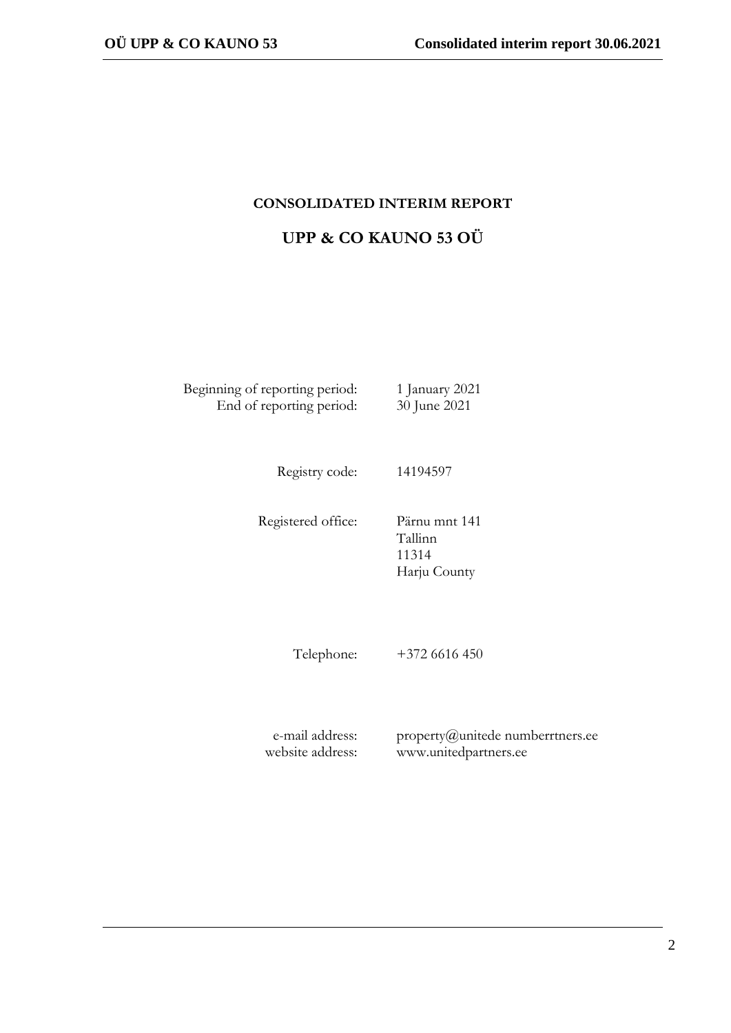# CONSOLIDATED INTERIM REPORT

## UPP & CO KAUNO 53 OÜ

| | |
|---|---|
| Beginning of reporting period: | 1 January 2021 |
| End of reporting period: | 30 June 2021 |
| Registry code: | 14194597 |
| Registered office: | Pärnu mnt 141<br>Tallinn<br>11314<br>Harju County |
| Telephone: | +372 6616 450 |
| e-mail address: | property@unitede numberrtners.ee |
| website address: | www.unitedpartners.ee |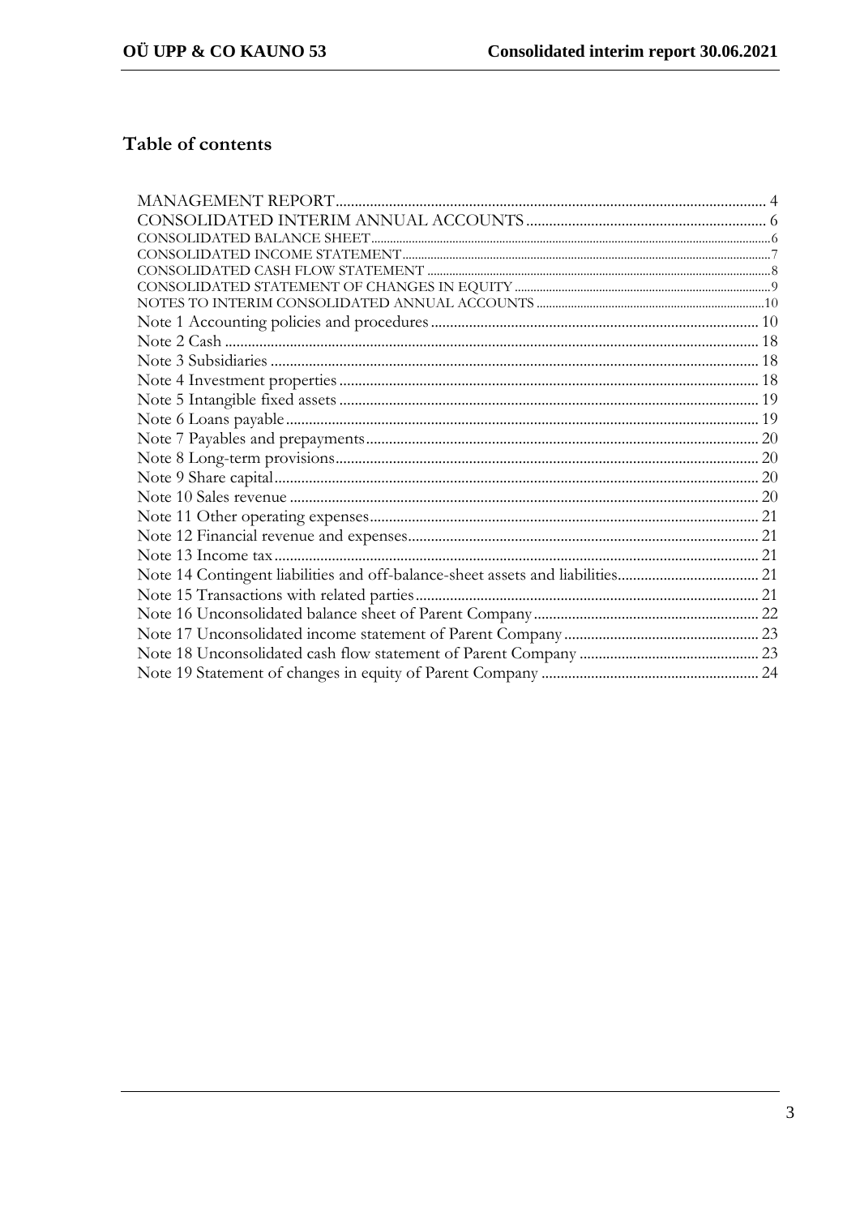## Table of contents

MANAGEMENT REPORT ........ 4
CONSOLIDATED INTERIM ANNUAL ACCOUNTS ........ 6
CONSOLIDATED BALANCE SHEET ........ 6
CONSOLIDATED INCOME STATEMENT ........ 7
CONSOLIDATED CASH FLOW STATEMENT ........ 8
CONSOLIDATED STATEMENT OF CHANGES IN EQUITY ........ 9
NOTES TO INTERIM CONSOLIDATED ANNUAL ACCOUNTS ........ 10
Note 1 Accounting policies and procedures ........ 10
Note 2 Cash ........ 18
Note 3 Subsidiaries ........ 18
Note 4 Investment properties ........ 18
Note 5 Intangible fixed assets ........ 19
Note 6 Loans payable ........ 19
Note 7 Payables and prepayments ........ 20
Note 8 Long-term provisions ........ 20
Note 9 Share capital ........ 20
Note 10 Sales revenue ........ 20
Note 11 Other operating expenses ........ 21
Note 12 Financial revenue and expenses ........ 21
Note 13 Income tax ........ 21
Note 14 Contingent liabilities and off-balance-sheet assets and liabilities ........ 21
Note 15 Transactions with related parties ........ 21
Note 16 Unconsolidated balance sheet of Parent Company ........ 22
Note 17 Unconsolidated income statement of Parent Company ........ 23
Note 18 Unconsolidated cash flow statement of Parent Company ........ 23
Note 19 Statement of changes in equity of Parent Company ........ 24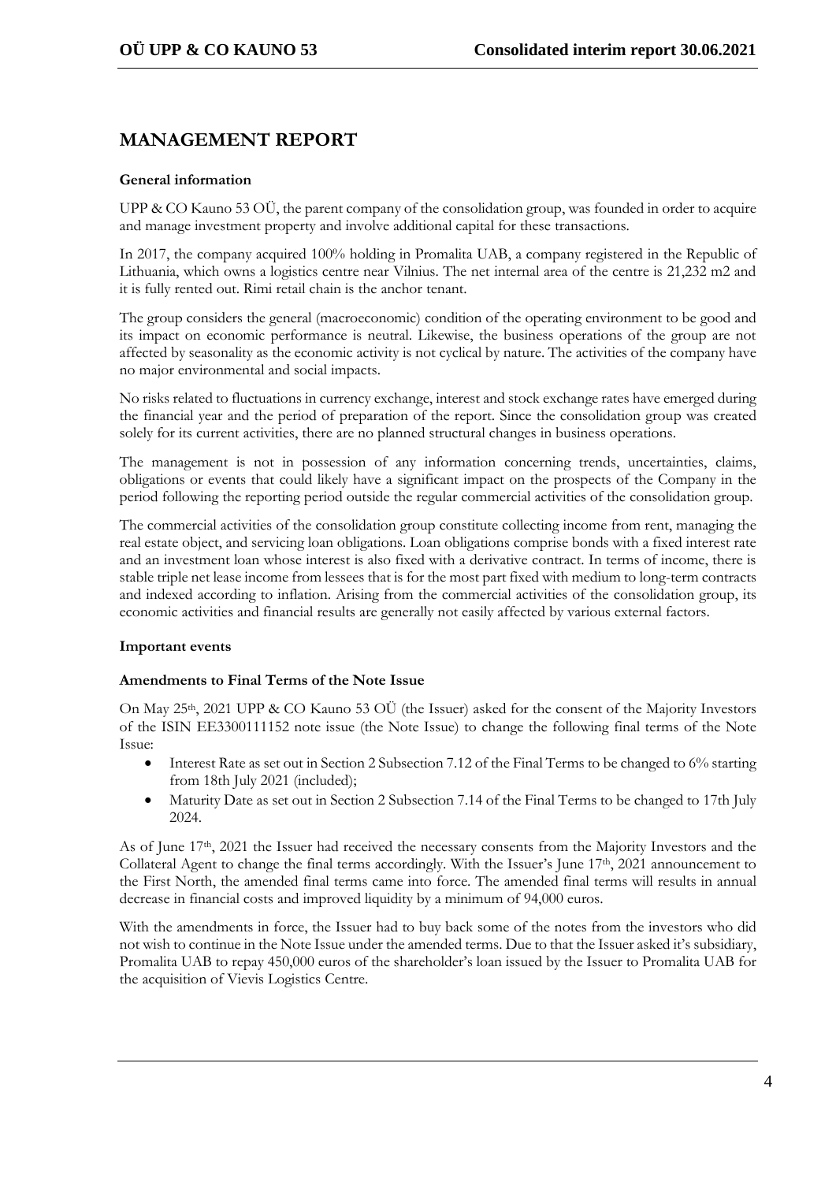# MANAGEMENT REPORT

**General information**

UPP & CO Kauno 53 OÜ, the parent company of the consolidation group, was founded in order to acquire and manage investment property and involve additional capital for these transactions.

In 2017, the company acquired 100% holding in Promalita UAB, a company registered in the Republic of Lithuania, which owns a logistics centre near Vilnius. The net internal area of the centre is 21,232 m2 and it is fully rented out. Rimi retail chain is the anchor tenant.

The group considers the general (macroeconomic) condition of the operating environment to be good and its impact on economic performance is neutral. Likewise, the business operations of the group are not affected by seasonality as the economic activity is not cyclical by nature. The activities of the company have no major environmental and social impacts.

No risks related to fluctuations in currency exchange, interest and stock exchange rates have emerged during the financial year and the period of preparation of the report. Since the consolidation group was created solely for its current activities, there are no planned structural changes in business operations.

The management is not in possession of any information concerning trends, uncertainties, claims, obligations or events that could likely have a significant impact on the prospects of the Company in the period following the reporting period outside the regular commercial activities of the consolidation group.

The commercial activities of the consolidation group constitute collecting income from rent, managing the real estate object, and servicing loan obligations. Loan obligations comprise bonds with a fixed interest rate and an investment loan whose interest is also fixed with a derivative contract. In terms of income, there is stable triple net lease income from lessees that is for the most part fixed with medium to long-term contracts and indexed according to inflation. Arising from the commercial activities of the consolidation group, its economic activities and financial results are generally not easily affected by various external factors.

**Important events**

**Amendments to Final Terms of the Note Issue**

On May 25th, 2021 UPP & CO Kauno 53 OÜ (the Issuer) asked for the consent of the Majority Investors of the ISIN EE3300111152 note issue (the Note Issue) to change the following final terms of the Note Issue:

- Interest Rate as set out in Section 2 Subsection 7.12 of the Final Terms to be changed to 6% starting from 18th July 2021 (included);
- Maturity Date as set out in Section 2 Subsection 7.14 of the Final Terms to be changed to 17th July 2024.

As of June 17th, 2021 the Issuer had received the necessary consents from the Majority Investors and the Collateral Agent to change the final terms accordingly. With the Issuer's June 17th, 2021 announcement to the First North, the amended final terms came into force. The amended final terms will results in annual decrease in financial costs and improved liquidity by a minimum of 94,000 euros.

With the amendments in force, the Issuer had to buy back some of the notes from the investors who did not wish to continue in the Note Issue under the amended terms. Due to that the Issuer asked it's subsidiary, Promalita UAB to repay 450,000 euros of the shareholder's loan issued by the Issuer to Promalita UAB for the acquisition of Vievis Logistics Centre.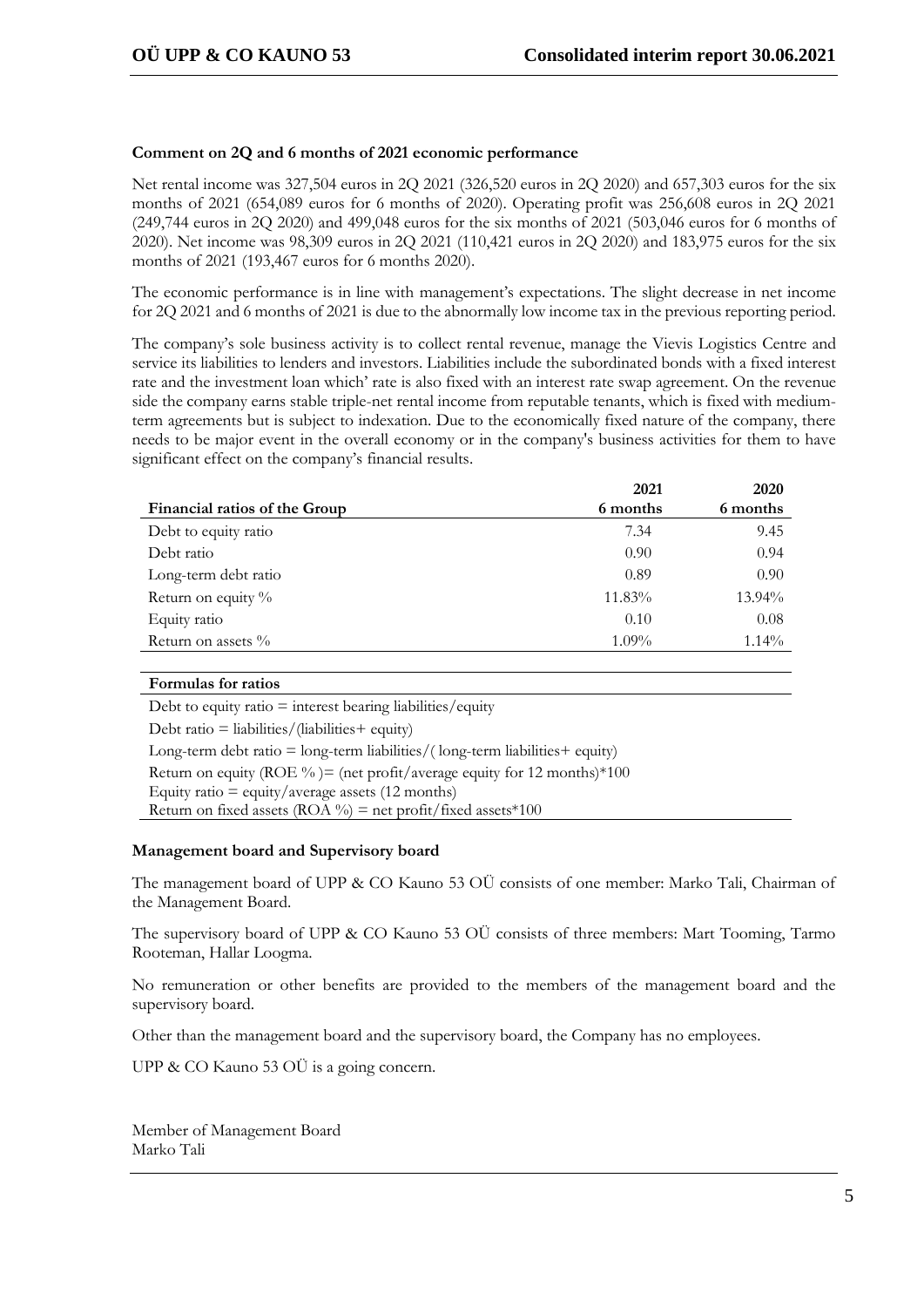**Comment on 2Q and 6 months of 2021 economic performance**

Net rental income was 327,504 euros in 2Q 2021 (326,520 euros in 2Q 2020) and 657,303 euros for the six months of 2021 (654,089 euros for 6 months of 2020). Operating profit was 256,608 euros in 2Q 2021 (249,744 euros in 2Q 2020) and 499,048 euros for the six months of 2021 (503,046 euros for 6 months of 2020). Net income was 98,309 euros in 2Q 2021 (110,421 euros in 2Q 2020) and 183,975 euros for the six months of 2021 (193,467 euros for 6 months 2020).

The economic performance is in line with management's expectations. The slight decrease in net income for 2Q 2021 and 6 months of 2021 is due to the abnormally low income tax in the previous reporting period.

The company's sole business activity is to collect rental revenue, manage the Vievis Logistics Centre and service its liabilities to lenders and investors. Liabilities include the subordinated bonds with a fixed interest rate and the investment loan which' rate is also fixed with an interest rate swap agreement. On the revenue side the company earns stable triple-net rental income from reputable tenants, which is fixed with medium-term agreements but is subject to indexation. Due to the economically fixed nature of the company, there needs to be major event in the overall economy or in the company's business activities for them to have significant effect on the company's financial results.

| Financial ratios of the Group | 2021 6 months | 2020 6 months |
|---|---|---|
| Debt to equity ratio | 7.34 | 9.45 |
| Debt ratio | 0.90 | 0.94 |
| Long-term debt ratio | 0.89 | 0.90 |
| Return on equity % | 11.83% | 13.94% |
| Equity ratio | 0.10 | 0.08 |
| Return on assets % | 1.09% | 1.14% |

**Formulas for ratios**

Debt to equity ratio = interest bearing liabilities/equity

Debt ratio = liabilities/(liabilities+ equity)

Long-term debt ratio = long-term liabilities/( long-term liabilities+ equity)

Return on equity (ROE % )= (net profit/average equity for 12 months)*100

Equity ratio = equity/average assets (12 months)

Return on fixed assets (ROA %) = net profit/fixed assets*100

**Management board and Supervisory board**

The management board of UPP & CO Kauno 53 OÜ consists of one member: Marko Tali, Chairman of the Management Board.

The supervisory board of UPP & CO Kauno 53 OÜ consists of three members: Mart Tooming, Tarmo Rooteman, Hallar Loogma.

No remuneration or other benefits are provided to the members of the management board and the supervisory board.

Other than the management board and the supervisory board, the Company has no employees.

UPP & CO Kauno 53 OÜ is a going concern.

Member of Management Board
Marko Tali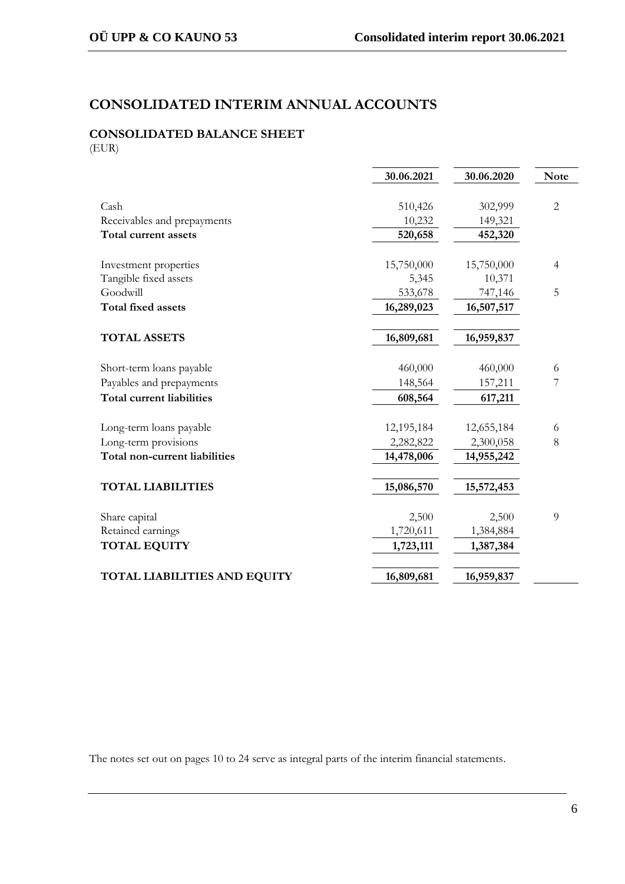# CONSOLIDATED INTERIM ANNUAL ACCOUNTS

## CONSOLIDATED BALANCE SHEET

(EUR)

| | 30.06.2021 | 30.06.2020 | Note |
|---|---|---|---|
| Cash | 510,426 | 302,999 | 2 |
| Receivables and prepayments | 10,232 | 149,321 | |
| **Total current assets** | **520,658** | **452,320** | |
| | | | |
| Investment properties | 15,750,000 | 15,750,000 | 4 |
| Tangible fixed assets | 5,345 | 10,371 | |
| Goodwill | 533,678 | 747,146 | 5 |
| **Total fixed assets** | **16,289,023** | **16,507,517** | |
| | | | |
| **TOTAL ASSETS** | **16,809,681** | **16,959,837** | |
| | | | |
| Short-term loans payable | 460,000 | 460,000 | 6 |
| Payables and prepayments | 148,564 | 157,211 | 7 |
| **Total current liabilities** | **608,564** | **617,211** | |
| | | | |
| Long-term loans payable | 12,195,184 | 12,655,184 | 6 |
| Long-term provisions | 2,282,822 | 2,300,058 | 8 |
| **Total non-current liabilities** | **14,478,006** | **14,955,242** | |
| | | | |
| **TOTAL LIABILITIES** | **15,086,570** | **15,572,453** | |
| | | | |
| Share capital | 2,500 | 2,500 | 9 |
| Retained earnings | 1,720,611 | 1,384,884 | |
| **TOTAL EQUITY** | **1,723,111** | **1,387,384** | |
| | | | |
| **TOTAL LIABILITIES AND EQUITY** | **16,809,681** | **16,959,837** | |

The notes set out on pages 10 to 24 serve as integral parts of the interim financial statements.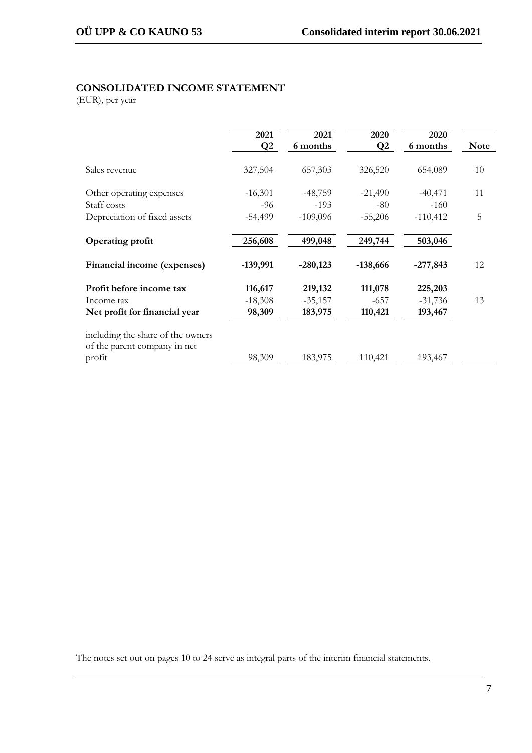## CONSOLIDATED INCOME STATEMENT

(EUR), per year

| | 2021 Q2 | 2021 6 months | 2020 Q2 | 2020 6 months | Note |
|---|---|---|---|---|---|
| Sales revenue | 327,504 | 657,303 | 326,520 | 654,089 | 10 |
| Other operating expenses | -16,301 | -48,759 | -21,490 | -40,471 | 11 |
| Staff costs | -96 | -193 | -80 | -160 | |
| Depreciation of fixed assets | -54,499 | -109,096 | -55,206 | -110,412 | 5 |
| **Operating profit** | **256,608** | **499,048** | **249,744** | **503,046** | |
| **Financial income (expenses)** | **-139,991** | **-280,123** | **-138,666** | **-277,843** | 12 |
| **Profit before income tax** | **116,617** | **219,132** | **111,078** | **225,203** | |
| Income tax | -18,308 | -35,157 | -657 | -31,736 | 13 |
| **Net profit for financial year** | **98,309** | **183,975** | **110,421** | **193,467** | |
| including the share of the owners of the parent company in net profit | 98,309 | 183,975 | 110,421 | 193,467 | |

The notes set out on pages 10 to 24 serve as integral parts of the interim financial statements.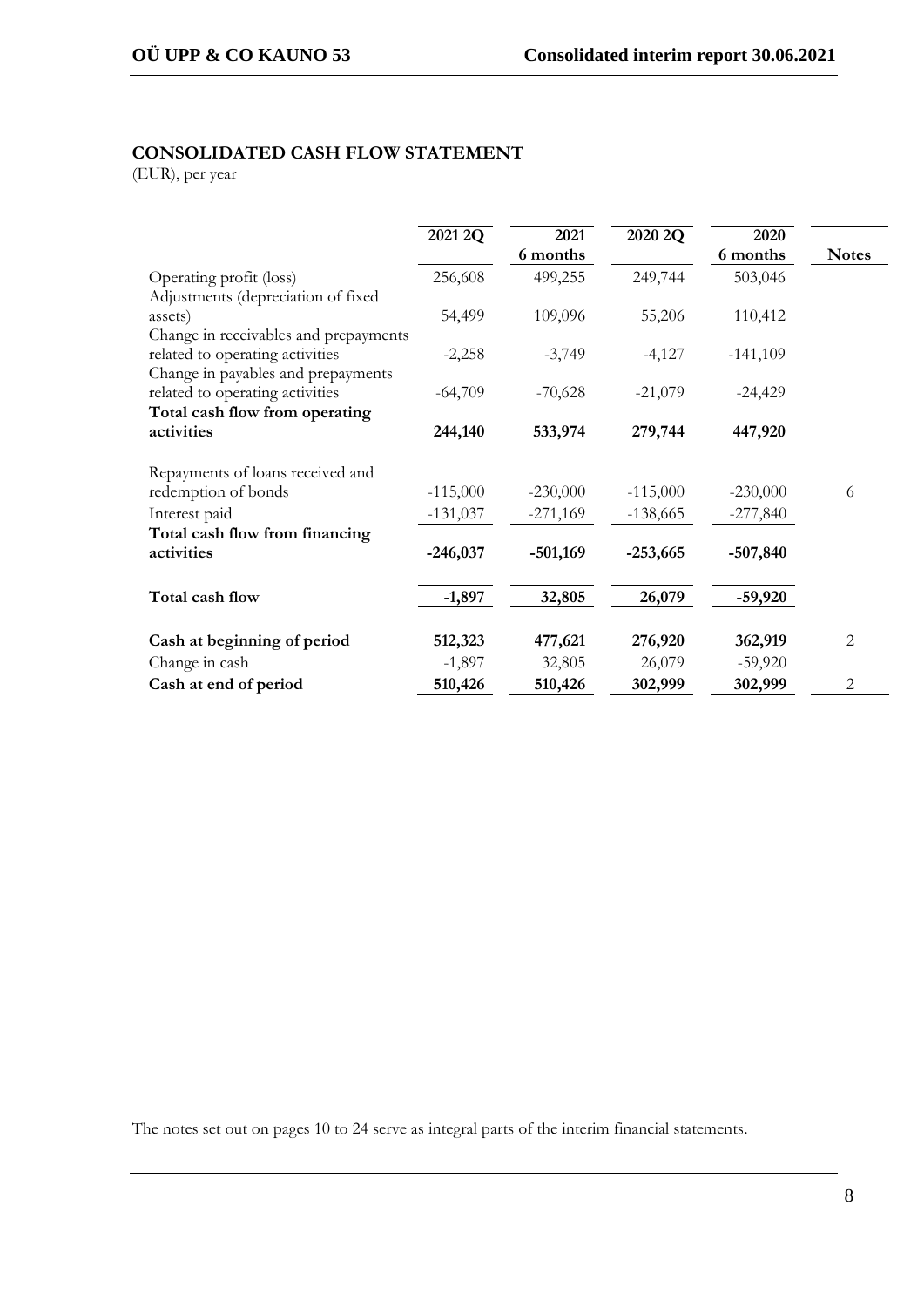## CONSOLIDATED CASH FLOW STATEMENT

(EUR), per year

| | 2021 2Q | 2021 6 months | 2020 2Q | 2020 6 months | Notes |
|---|---|---|---|---|---|
| Operating profit (loss) | 256,608 | 499,255 | 249,744 | 503,046 | |
| Adjustments (depreciation of fixed assets) | 54,499 | 109,096 | 55,206 | 110,412 | |
| Change in receivables and prepayments related to operating activities | -2,258 | -3,749 | -4,127 | -141,109 | |
| Change in payables and prepayments related to operating activities | -64,709 | -70,628 | -21,079 | -24,429 | |
| **Total cash flow from operating activities** | **244,140** | **533,974** | **279,744** | **447,920** | |
| Repayments of loans received and redemption of bonds | -115,000 | -230,000 | -115,000 | -230,000 | 6 |
| Interest paid | -131,037 | -271,169 | -138,665 | -277,840 | |
| **Total cash flow from financing activities** | **-246,037** | **-501,169** | **-253,665** | **-507,840** | |
| **Total cash flow** | **-1,897** | **32,805** | **26,079** | **-59,920** | |
| **Cash at beginning of period** | **512,323** | **477,621** | **276,920** | **362,919** | 2 |
| Change in cash | -1,897 | 32,805 | 26,079 | -59,920 | |
| **Cash at end of period** | **510,426** | **510,426** | **302,999** | **302,999** | 2 |

The notes set out on pages 10 to 24 serve as integral parts of the interim financial statements.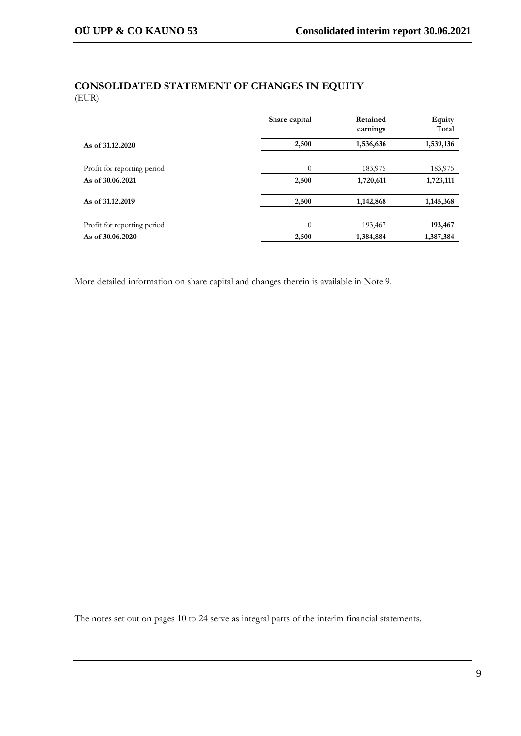## CONSOLIDATED STATEMENT OF CHANGES IN EQUITY

(EUR)

| | Share capital | Retained earnings | Equity Total |
|---|---|---|---|
| **As of 31.12.2020** | **2,500** | **1,536,636** | **1,539,136** |
| Profit for reporting period | 0 | 183,975 | 183,975 |
| **As of 30.06.2021** | **2,500** | **1,720,611** | **1,723,111** |
| **As of 31.12.2019** | **2,500** | **1,142,868** | **1,145,368** |
| Profit for reporting period | 0 | 193,467 | **193,467** |
| **As of 30.06.2020** | **2,500** | **1,384,884** | **1,387,384** |

More detailed information on share capital and changes therein is available in Note 9.

The notes set out on pages 10 to 24 serve as integral parts of the interim financial statements.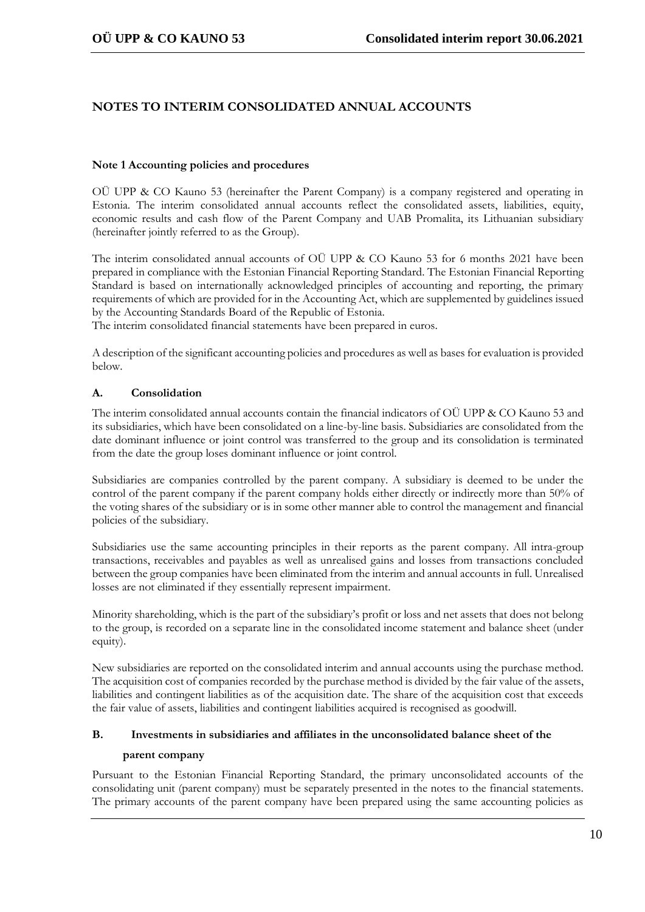## NOTES TO INTERIM CONSOLIDATED ANNUAL ACCOUNTS

### Note 1 Accounting policies and procedures

OÜ UPP & CO Kauno 53 (hereinafter the Parent Company) is a company registered and operating in Estonia. The interim consolidated annual accounts reflect the consolidated assets, liabilities, equity, economic results and cash flow of the Parent Company and UAB Promalita, its Lithuanian subsidiary (hereinafter jointly referred to as the Group).

The interim consolidated annual accounts of OÜ UPP & CO Kauno 53 for 6 months 2021 have been prepared in compliance with the Estonian Financial Reporting Standard. The Estonian Financial Reporting Standard is based on internationally acknowledged principles of accounting and reporting, the primary requirements of which are provided for in the Accounting Act, which are supplemented by guidelines issued by the Accounting Standards Board of the Republic of Estonia.
The interim consolidated financial statements have been prepared in euros.

A description of the significant accounting policies and procedures as well as bases for evaluation is provided below.

#### A. Consolidation

The interim consolidated annual accounts contain the financial indicators of OÜ UPP & CO Kauno 53 and its subsidiaries, which have been consolidated on a line-by-line basis. Subsidiaries are consolidated from the date dominant influence or joint control was transferred to the group and its consolidation is terminated from the date the group loses dominant influence or joint control.

Subsidiaries are companies controlled by the parent company. A subsidiary is deemed to be under the control of the parent company if the parent company holds either directly or indirectly more than 50% of the voting shares of the subsidiary or is in some other manner able to control the management and financial policies of the subsidiary.

Subsidiaries use the same accounting principles in their reports as the parent company. All intra-group transactions, receivables and payables as well as unrealised gains and losses from transactions concluded between the group companies have been eliminated from the interim and annual accounts in full. Unrealised losses are not eliminated if they essentially represent impairment.

Minority shareholding, which is the part of the subsidiary's profit or loss and net assets that does not belong to the group, is recorded on a separate line in the consolidated income statement and balance sheet (under equity).

New subsidiaries are reported on the consolidated interim and annual accounts using the purchase method. The acquisition cost of companies recorded by the purchase method is divided by the fair value of the assets, liabilities and contingent liabilities as of the acquisition date. The share of the acquisition cost that exceeds the fair value of assets, liabilities and contingent liabilities acquired is recognised as goodwill.

#### B. Investments in subsidiaries and affiliates in the unconsolidated balance sheet of the parent company

Pursuant to the Estonian Financial Reporting Standard, the primary unconsolidated accounts of the consolidating unit (parent company) must be separately presented in the notes to the financial statements. The primary accounts of the parent company have been prepared using the same accounting policies as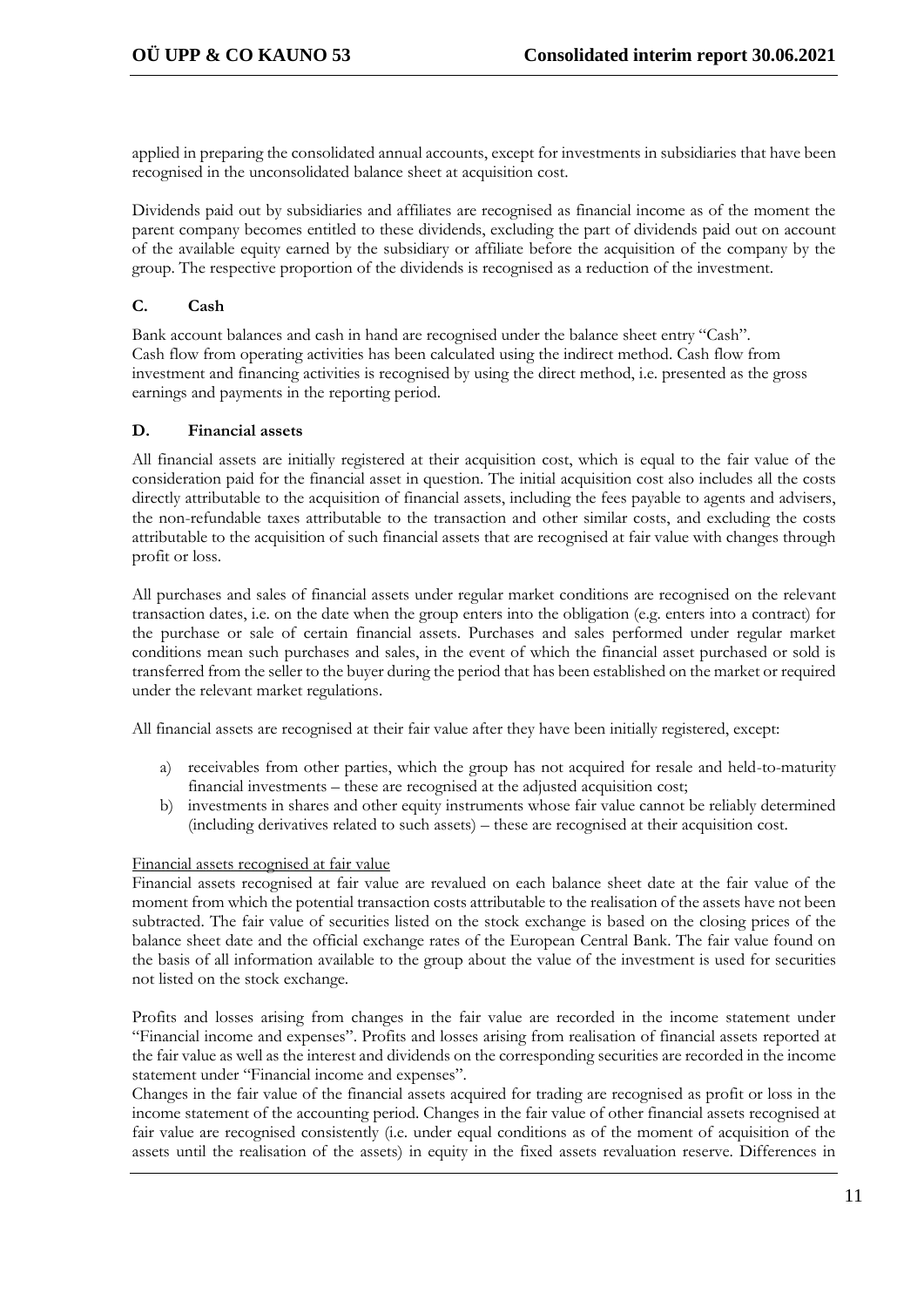applied in preparing the consolidated annual accounts, except for investments in subsidiaries that have been recognised in the unconsolidated balance sheet at acquisition cost.

Dividends paid out by subsidiaries and affiliates are recognised as financial income as of the moment the parent company becomes entitled to these dividends, excluding the part of dividends paid out on account of the available equity earned by the subsidiary or affiliate before the acquisition of the company by the group. The respective proportion of the dividends is recognised as a reduction of the investment.

### C. Cash

Bank account balances and cash in hand are recognised under the balance sheet entry "Cash".
Cash flow from operating activities has been calculated using the indirect method. Cash flow from investment and financing activities is recognised by using the direct method, i.e. presented as the gross earnings and payments in the reporting period.

### D. Financial assets

All financial assets are initially registered at their acquisition cost, which is equal to the fair value of the consideration paid for the financial asset in question. The initial acquisition cost also includes all the costs directly attributable to the acquisition of financial assets, including the fees payable to agents and advisers, the non-refundable taxes attributable to the transaction and other similar costs, and excluding the costs attributable to the acquisition of such financial assets that are recognised at fair value with changes through profit or loss.

All purchases and sales of financial assets under regular market conditions are recognised on the relevant transaction dates, i.e. on the date when the group enters into the obligation (e.g. enters into a contract) for the purchase or sale of certain financial assets. Purchases and sales performed under regular market conditions mean such purchases and sales, in the event of which the financial asset purchased or sold is transferred from the seller to the buyer during the period that has been established on the market or required under the relevant market regulations.

All financial assets are recognised at their fair value after they have been initially registered, except:

a) receivables from other parties, which the group has not acquired for resale and held-to-maturity financial investments – these are recognised at the adjusted acquisition cost;
b) investments in shares and other equity instruments whose fair value cannot be reliably determined (including derivatives related to such assets) – these are recognised at their acquisition cost.

Financial assets recognised at fair value

Financial assets recognised at fair value are revalued on each balance sheet date at the fair value of the moment from which the potential transaction costs attributable to the realisation of the assets have not been subtracted. The fair value of securities listed on the stock exchange is based on the closing prices of the balance sheet date and the official exchange rates of the European Central Bank. The fair value found on the basis of all information available to the group about the value of the investment is used for securities not listed on the stock exchange.

Profits and losses arising from changes in the fair value are recorded in the income statement under "Financial income and expenses". Profits and losses arising from realisation of financial assets reported at the fair value as well as the interest and dividends on the corresponding securities are recorded in the income statement under "Financial income and expenses".
Changes in the fair value of the financial assets acquired for trading are recognised as profit or loss in the income statement of the accounting period. Changes in the fair value of other financial assets recognised at fair value are recognised consistently (i.e. under equal conditions as of the moment of acquisition of the assets until the realisation of the assets) in equity in the fixed assets revaluation reserve. Differences in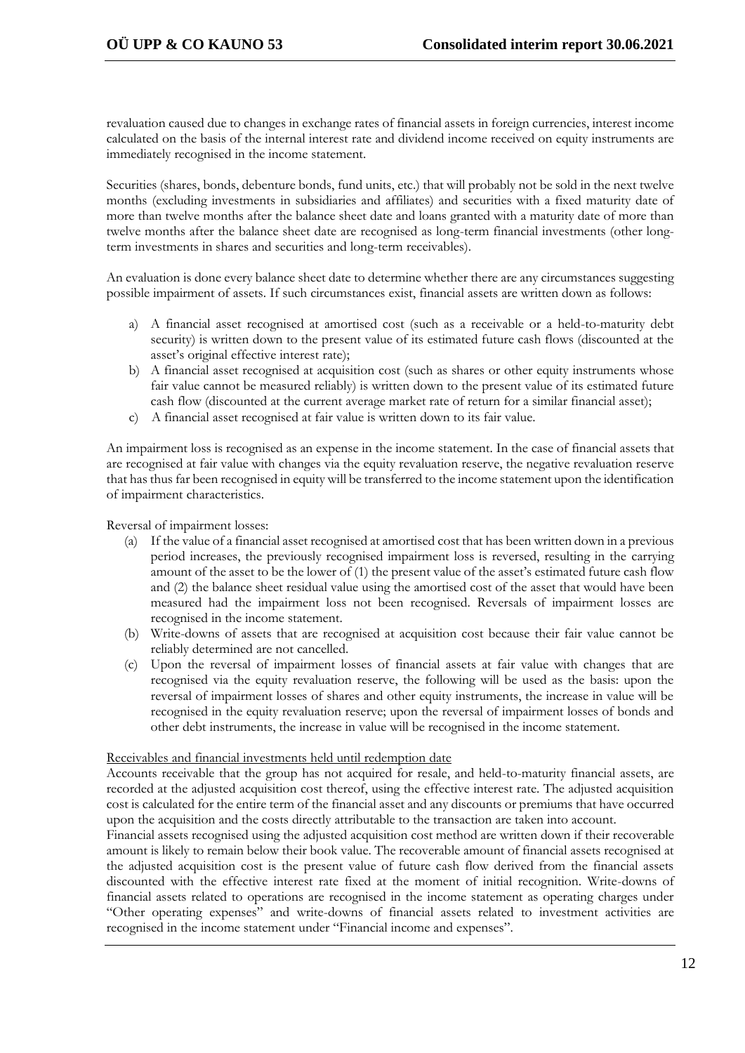revaluation caused due to changes in exchange rates of financial assets in foreign currencies, interest income calculated on the basis of the internal interest rate and dividend income received on equity instruments are immediately recognised in the income statement.

Securities (shares, bonds, debenture bonds, fund units, etc.) that will probably not be sold in the next twelve months (excluding investments in subsidiaries and affiliates) and securities with a fixed maturity date of more than twelve months after the balance sheet date and loans granted with a maturity date of more than twelve months after the balance sheet date are recognised as long-term financial investments (other long-term investments in shares and securities and long-term receivables).

An evaluation is done every balance sheet date to determine whether there are any circumstances suggesting possible impairment of assets. If such circumstances exist, financial assets are written down as follows:

a) A financial asset recognised at amortised cost (such as a receivable or a held-to-maturity debt security) is written down to the present value of its estimated future cash flows (discounted at the asset's original effective interest rate);
b) A financial asset recognised at acquisition cost (such as shares or other equity instruments whose fair value cannot be measured reliably) is written down to the present value of its estimated future cash flow (discounted at the current average market rate of return for a similar financial asset);
c) A financial asset recognised at fair value is written down to its fair value.

An impairment loss is recognised as an expense in the income statement. In the case of financial assets that are recognised at fair value with changes via the equity revaluation reserve, the negative revaluation reserve that has thus far been recognised in equity will be transferred to the income statement upon the identification of impairment characteristics.

Reversal of impairment losses:

(a) If the value of a financial asset recognised at amortised cost that has been written down in a previous period increases, the previously recognised impairment loss is reversed, resulting in the carrying amount of the asset to be the lower of (1) the present value of the asset's estimated future cash flow and (2) the balance sheet residual value using the amortised cost of the asset that would have been measured had the impairment loss not been recognised. Reversals of impairment losses are recognised in the income statement.
(b) Write-downs of assets that are recognised at acquisition cost because their fair value cannot be reliably determined are not cancelled.
(c) Upon the reversal of impairment losses of financial assets at fair value with changes that are recognised via the equity revaluation reserve, the following will be used as the basis: upon the reversal of impairment losses of shares and other equity instruments, the increase in value will be recognised in the equity revaluation reserve; upon the reversal of impairment losses of bonds and other debt instruments, the increase in value will be recognised in the income statement.

Receivables and financial investments held until redemption date

Accounts receivable that the group has not acquired for resale, and held-to-maturity financial assets, are recorded at the adjusted acquisition cost thereof, using the effective interest rate. The adjusted acquisition cost is calculated for the entire term of the financial asset and any discounts or premiums that have occurred upon the acquisition and the costs directly attributable to the transaction are taken into account.

Financial assets recognised using the adjusted acquisition cost method are written down if their recoverable amount is likely to remain below their book value. The recoverable amount of financial assets recognised at the adjusted acquisition cost is the present value of future cash flow derived from the financial assets discounted with the effective interest rate fixed at the moment of initial recognition. Write-downs of financial assets related to operations are recognised in the income statement as operating charges under "Other operating expenses" and write-downs of financial assets related to investment activities are recognised in the income statement under "Financial income and expenses".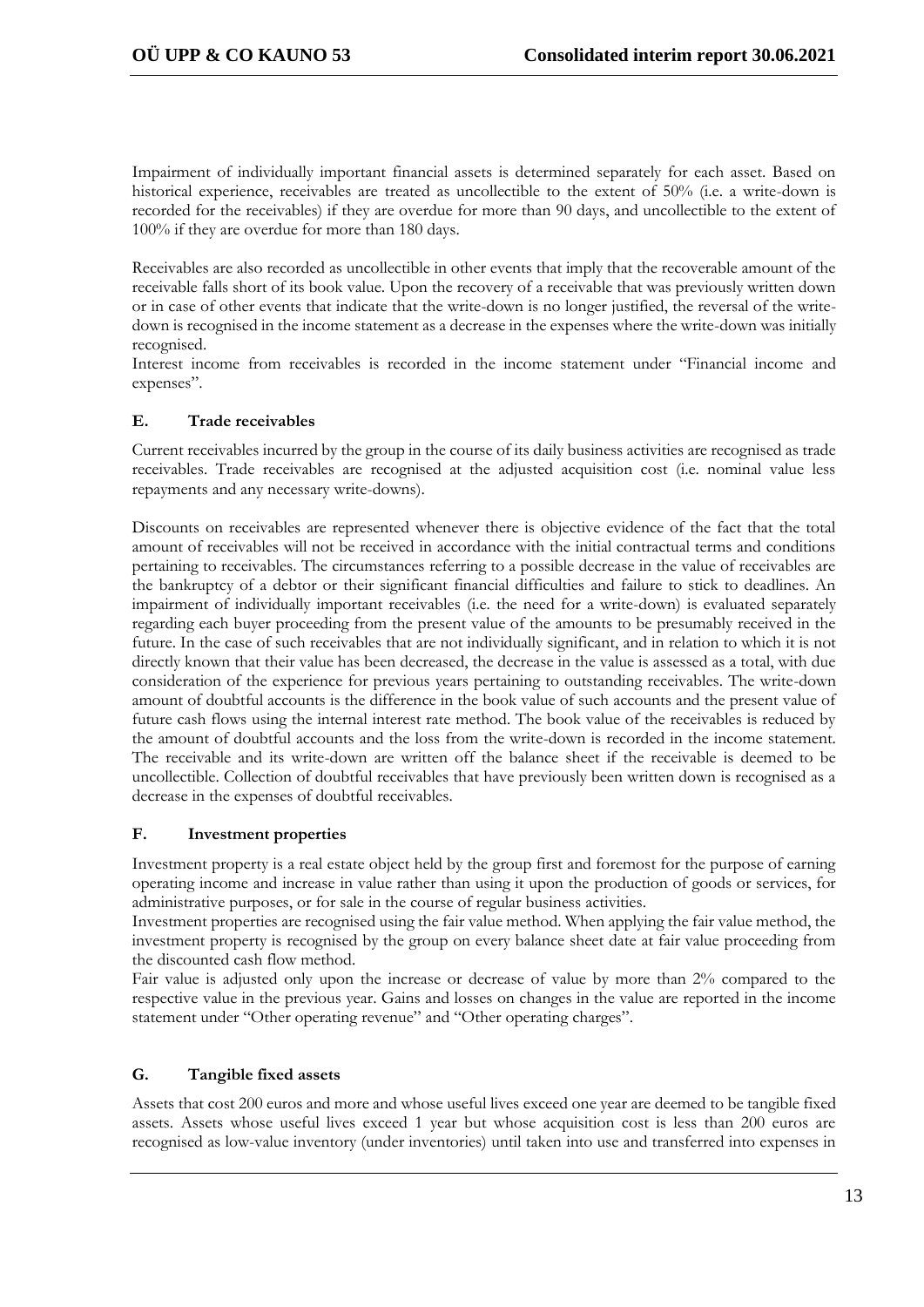Impairment of individually important financial assets is determined separately for each asset. Based on historical experience, receivables are treated as uncollectible to the extent of 50% (i.e. a write-down is recorded for the receivables) if they are overdue for more than 90 days, and uncollectible to the extent of 100% if they are overdue for more than 180 days.

Receivables are also recorded as uncollectible in other events that imply that the recoverable amount of the receivable falls short of its book value. Upon the recovery of a receivable that was previously written down or in case of other events that indicate that the write-down is no longer justified, the reversal of the write-down is recognised in the income statement as a decrease in the expenses where the write-down was initially recognised.

Interest income from receivables is recorded in the income statement under "Financial income and expenses".

### E. Trade receivables

Current receivables incurred by the group in the course of its daily business activities are recognised as trade receivables. Trade receivables are recognised at the adjusted acquisition cost (i.e. nominal value less repayments and any necessary write-downs).

Discounts on receivables are represented whenever there is objective evidence of the fact that the total amount of receivables will not be received in accordance with the initial contractual terms and conditions pertaining to receivables. The circumstances referring to a possible decrease in the value of receivables are the bankruptcy of a debtor or their significant financial difficulties and failure to stick to deadlines. An impairment of individually important receivables (i.e. the need for a write-down) is evaluated separately regarding each buyer proceeding from the present value of the amounts to be presumably received in the future. In the case of such receivables that are not individually significant, and in relation to which it is not directly known that their value has been decreased, the decrease in the value is assessed as a total, with due consideration of the experience for previous years pertaining to outstanding receivables. The write-down amount of doubtful accounts is the difference in the book value of such accounts and the present value of future cash flows using the internal interest rate method. The book value of the receivables is reduced by the amount of doubtful accounts and the loss from the write-down is recorded in the income statement. The receivable and its write-down are written off the balance sheet if the receivable is deemed to be uncollectible. Collection of doubtful receivables that have previously been written down is recognised as a decrease in the expenses of doubtful receivables.

### F. Investment properties

Investment property is a real estate object held by the group first and foremost for the purpose of earning operating income and increase in value rather than using it upon the production of goods or services, for administrative purposes, or for sale in the course of regular business activities.

Investment properties are recognised using the fair value method. When applying the fair value method, the investment property is recognised by the group on every balance sheet date at fair value proceeding from the discounted cash flow method.

Fair value is adjusted only upon the increase or decrease of value by more than 2% compared to the respective value in the previous year. Gains and losses on changes in the value are reported in the income statement under "Other operating revenue" and "Other operating charges".

### G. Tangible fixed assets

Assets that cost 200 euros and more and whose useful lives exceed one year are deemed to be tangible fixed assets. Assets whose useful lives exceed 1 year but whose acquisition cost is less than 200 euros are recognised as low-value inventory (under inventories) until taken into use and transferred into expenses in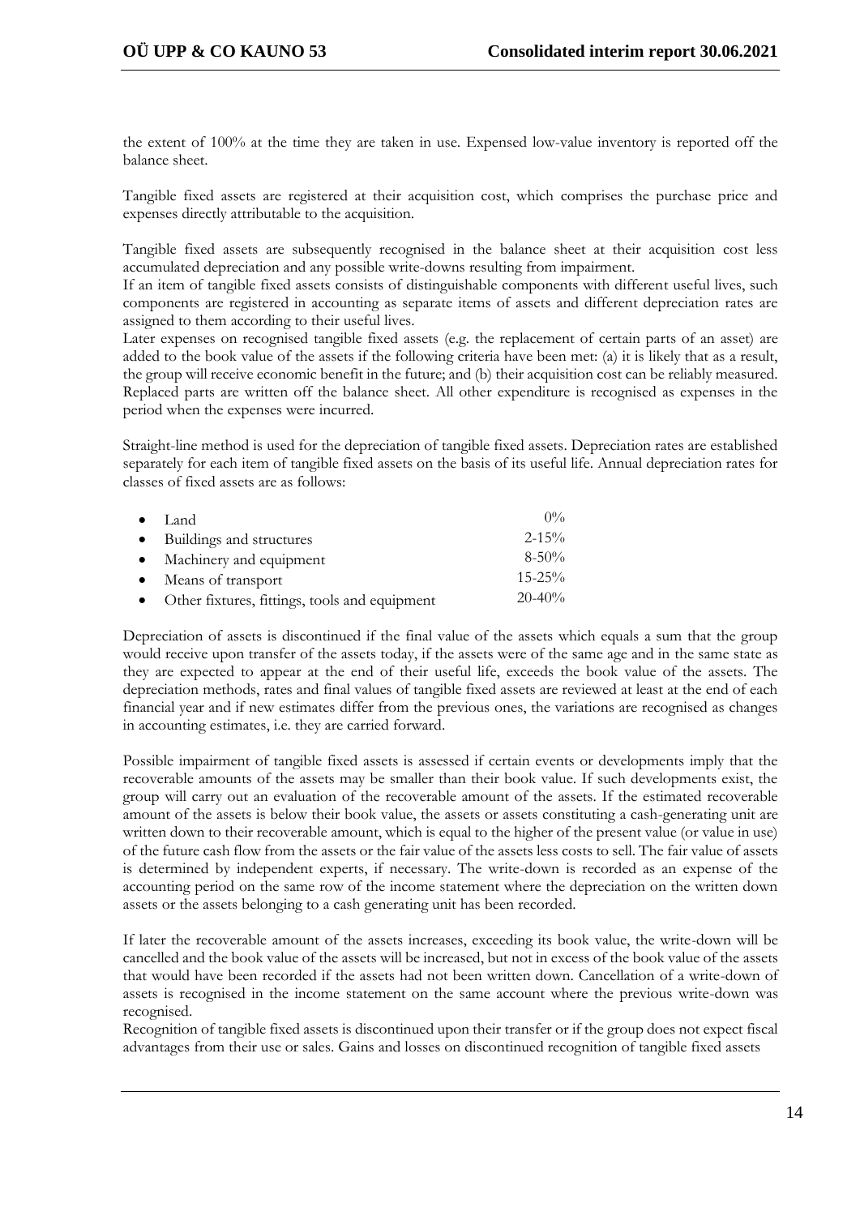the extent of 100% at the time they are taken in use. Expensed low-value inventory is reported off the balance sheet.

Tangible fixed assets are registered at their acquisition cost, which comprises the purchase price and expenses directly attributable to the acquisition.

Tangible fixed assets are subsequently recognised in the balance sheet at their acquisition cost less accumulated depreciation and any possible write-downs resulting from impairment.
If an item of tangible fixed assets consists of distinguishable components with different useful lives, such components are registered in accounting as separate items of assets and different depreciation rates are assigned to them according to their useful lives.
Later expenses on recognised tangible fixed assets (e.g. the replacement of certain parts of an asset) are added to the book value of the assets if the following criteria have been met: (a) it is likely that as a result, the group will receive economic benefit in the future; and (b) their acquisition cost can be reliably measured. Replaced parts are written off the balance sheet. All other expenditure is recognised as expenses in the period when the expenses were incurred.

Straight-line method is used for the depreciation of tangible fixed assets. Depreciation rates are established separately for each item of tangible fixed assets on the basis of its useful life. Annual depreciation rates for classes of fixed assets are as follows:

- Land 0%
- Buildings and structures 2-15%
- Machinery and equipment 8-50%
- Means of transport 15-25%
- Other fixtures, fittings, tools and equipment 20-40%

Depreciation of assets is discontinued if the final value of the assets which equals a sum that the group would receive upon transfer of the assets today, if the assets were of the same age and in the same state as they are expected to appear at the end of their useful life, exceeds the book value of the assets. The depreciation methods, rates and final values of tangible fixed assets are reviewed at least at the end of each financial year and if new estimates differ from the previous ones, the variations are recognised as changes in accounting estimates, i.e. they are carried forward.

Possible impairment of tangible fixed assets is assessed if certain events or developments imply that the recoverable amounts of the assets may be smaller than their book value. If such developments exist, the group will carry out an evaluation of the recoverable amount of the assets. If the estimated recoverable amount of the assets is below their book value, the assets or assets constituting a cash-generating unit are written down to their recoverable amount, which is equal to the higher of the present value (or value in use) of the future cash flow from the assets or the fair value of the assets less costs to sell. The fair value of assets is determined by independent experts, if necessary. The write-down is recorded as an expense of the accounting period on the same row of the income statement where the depreciation on the written down assets or the assets belonging to a cash generating unit has been recorded.

If later the recoverable amount of the assets increases, exceeding its book value, the write-down will be cancelled and the book value of the assets will be increased, but not in excess of the book value of the assets that would have been recorded if the assets had not been written down. Cancellation of a write-down of assets is recognised in the income statement on the same account where the previous write-down was recognised.
Recognition of tangible fixed assets is discontinued upon their transfer or if the group does not expect fiscal advantages from their use or sales. Gains and losses on discontinued recognition of tangible fixed assets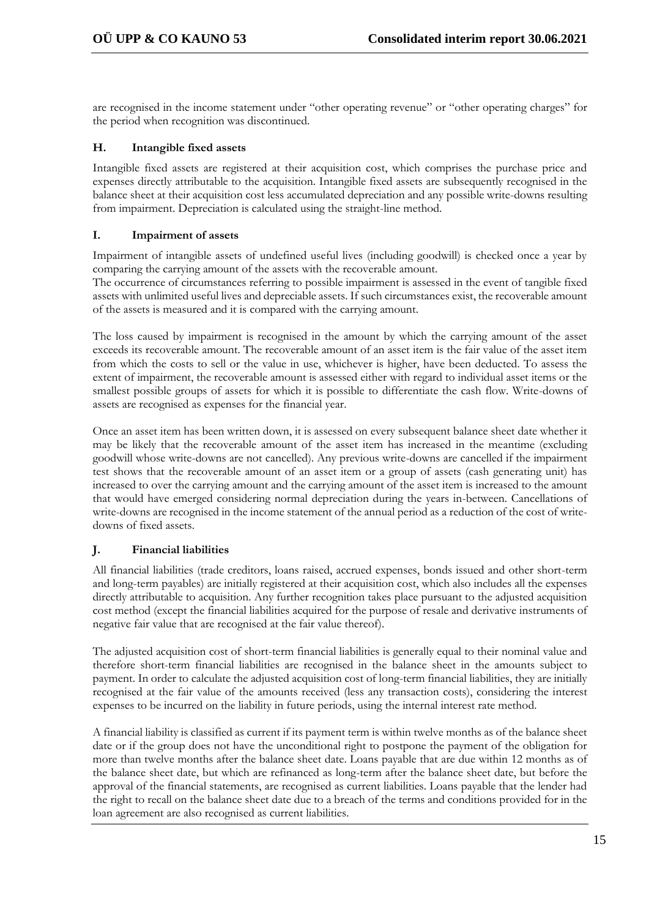are recognised in the income statement under "other operating revenue" or "other operating charges" for the period when recognition was discontinued.

### H. Intangible fixed assets

Intangible fixed assets are registered at their acquisition cost, which comprises the purchase price and expenses directly attributable to the acquisition. Intangible fixed assets are subsequently recognised in the balance sheet at their acquisition cost less accumulated depreciation and any possible write-downs resulting from impairment. Depreciation is calculated using the straight-line method.

### I. Impairment of assets

Impairment of intangible assets of undefined useful lives (including goodwill) is checked once a year by comparing the carrying amount of the assets with the recoverable amount.
The occurrence of circumstances referring to possible impairment is assessed in the event of tangible fixed assets with unlimited useful lives and depreciable assets. If such circumstances exist, the recoverable amount of the assets is measured and it is compared with the carrying amount.

The loss caused by impairment is recognised in the amount by which the carrying amount of the asset exceeds its recoverable amount. The recoverable amount of an asset item is the fair value of the asset item from which the costs to sell or the value in use, whichever is higher, have been deducted. To assess the extent of impairment, the recoverable amount is assessed either with regard to individual asset items or the smallest possible groups of assets for which it is possible to differentiate the cash flow. Write-downs of assets are recognised as expenses for the financial year.

Once an asset item has been written down, it is assessed on every subsequent balance sheet date whether it may be likely that the recoverable amount of the asset item has increased in the meantime (excluding goodwill whose write-downs are not cancelled). Any previous write-downs are cancelled if the impairment test shows that the recoverable amount of an asset item or a group of assets (cash generating unit) has increased to over the carrying amount and the carrying amount of the asset item is increased to the amount that would have emerged considering normal depreciation during the years in-between. Cancellations of write-downs are recognised in the income statement of the annual period as a reduction of the cost of write-downs of fixed assets.

### J. Financial liabilities

All financial liabilities (trade creditors, loans raised, accrued expenses, bonds issued and other short-term and long-term payables) are initially registered at their acquisition cost, which also includes all the expenses directly attributable to acquisition. Any further recognition takes place pursuant to the adjusted acquisition cost method (except the financial liabilities acquired for the purpose of resale and derivative instruments of negative fair value that are recognised at the fair value thereof).

The adjusted acquisition cost of short-term financial liabilities is generally equal to their nominal value and therefore short-term financial liabilities are recognised in the balance sheet in the amounts subject to payment. In order to calculate the adjusted acquisition cost of long-term financial liabilities, they are initially recognised at the fair value of the amounts received (less any transaction costs), considering the interest expenses to be incurred on the liability in future periods, using the internal interest rate method.

A financial liability is classified as current if its payment term is within twelve months as of the balance sheet date or if the group does not have the unconditional right to postpone the payment of the obligation for more than twelve months after the balance sheet date. Loans payable that are due within 12 months as of the balance sheet date, but which are refinanced as long-term after the balance sheet date, but before the approval of the financial statements, are recognised as current liabilities. Loans payable that the lender had the right to recall on the balance sheet date due to a breach of the terms and conditions provided for in the loan agreement are also recognised as current liabilities.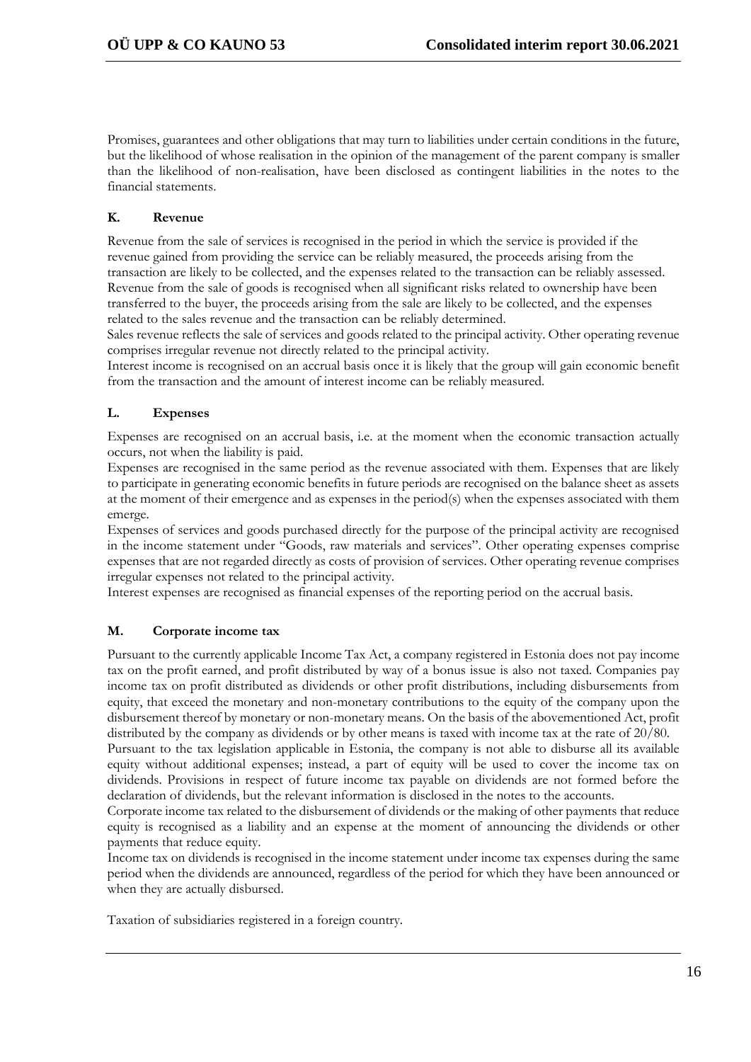Promises, guarantees and other obligations that may turn to liabilities under certain conditions in the future, but the likelihood of whose realisation in the opinion of the management of the parent company is smaller than the likelihood of non-realisation, have been disclosed as contingent liabilities in the notes to the financial statements.

## K. Revenue

Revenue from the sale of services is recognised in the period in which the service is provided if the revenue gained from providing the service can be reliably measured, the proceeds arising from the transaction are likely to be collected, and the expenses related to the transaction can be reliably assessed. Revenue from the sale of goods is recognised when all significant risks related to ownership have been transferred to the buyer, the proceeds arising from the sale are likely to be collected, and the expenses related to the sales revenue and the transaction can be reliably determined.
Sales revenue reflects the sale of services and goods related to the principal activity. Other operating revenue comprises irregular revenue not directly related to the principal activity.
Interest income is recognised on an accrual basis once it is likely that the group will gain economic benefit from the transaction and the amount of interest income can be reliably measured.

## L. Expenses

Expenses are recognised on an accrual basis, i.e. at the moment when the economic transaction actually occurs, not when the liability is paid.
Expenses are recognised in the same period as the revenue associated with them. Expenses that are likely to participate in generating economic benefits in future periods are recognised on the balance sheet as assets at the moment of their emergence and as expenses in the period(s) when the expenses associated with them emerge.
Expenses of services and goods purchased directly for the purpose of the principal activity are recognised in the income statement under "Goods, raw materials and services". Other operating expenses comprise expenses that are not regarded directly as costs of provision of services. Other operating revenue comprises irregular expenses not related to the principal activity.
Interest expenses are recognised as financial expenses of the reporting period on the accrual basis.

## M. Corporate income tax

Pursuant to the currently applicable Income Tax Act, a company registered in Estonia does not pay income tax on the profit earned, and profit distributed by way of a bonus issue is also not taxed. Companies pay income tax on profit distributed as dividends or other profit distributions, including disbursements from equity, that exceed the monetary and non-monetary contributions to the equity of the company upon the disbursement thereof by monetary or non-monetary means. On the basis of the abovementioned Act, profit distributed by the company as dividends or by other means is taxed with income tax at the rate of 20/80.
Pursuant to the tax legislation applicable in Estonia, the company is not able to disburse all its available equity without additional expenses; instead, a part of equity will be used to cover the income tax on dividends. Provisions in respect of future income tax payable on dividends are not formed before the declaration of dividends, but the relevant information is disclosed in the notes to the accounts.
Corporate income tax related to the disbursement of dividends or the making of other payments that reduce equity is recognised as a liability and an expense at the moment of announcing the dividends or other payments that reduce equity.
Income tax on dividends is recognised in the income statement under income tax expenses during the same period when the dividends are announced, regardless of the period for which they have been announced or when they are actually disbursed.

Taxation of subsidiaries registered in a foreign country.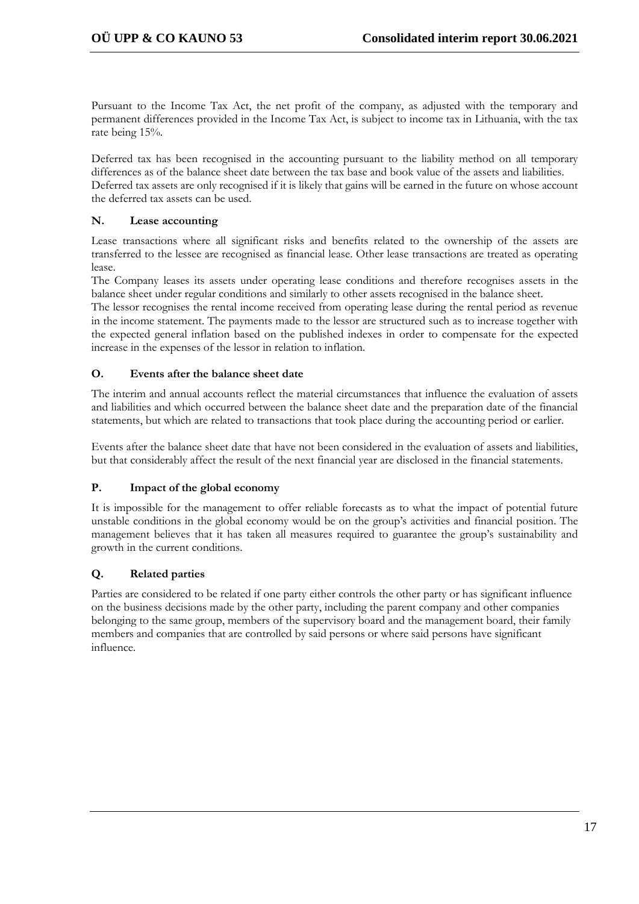Pursuant to the Income Tax Act, the net profit of the company, as adjusted with the temporary and permanent differences provided in the Income Tax Act, is subject to income tax in Lithuania, with the tax rate being 15%.

Deferred tax has been recognised in the accounting pursuant to the liability method on all temporary differences as of the balance sheet date between the tax base and book value of the assets and liabilities. Deferred tax assets are only recognised if it is likely that gains will be earned in the future on whose account the deferred tax assets can be used.

### N. Lease accounting

Lease transactions where all significant risks and benefits related to the ownership of the assets are transferred to the lessee are recognised as financial lease. Other lease transactions are treated as operating lease.

The Company leases its assets under operating lease conditions and therefore recognises assets in the balance sheet under regular conditions and similarly to other assets recognised in the balance sheet.

The lessor recognises the rental income received from operating lease during the rental period as revenue in the income statement. The payments made to the lessor are structured such as to increase together with the expected general inflation based on the published indexes in order to compensate for the expected increase in the expenses of the lessor in relation to inflation.

### O. Events after the balance sheet date

The interim and annual accounts reflect the material circumstances that influence the evaluation of assets and liabilities and which occurred between the balance sheet date and the preparation date of the financial statements, but which are related to transactions that took place during the accounting period or earlier.

Events after the balance sheet date that have not been considered in the evaluation of assets and liabilities, but that considerably affect the result of the next financial year are disclosed in the financial statements.

### P. Impact of the global economy

It is impossible for the management to offer reliable forecasts as to what the impact of potential future unstable conditions in the global economy would be on the group's activities and financial position. The management believes that it has taken all measures required to guarantee the group's sustainability and growth in the current conditions.

### Q. Related parties

Parties are considered to be related if one party either controls the other party or has significant influence on the business decisions made by the other party, including the parent company and other companies belonging to the same group, members of the supervisory board and the management board, their family members and companies that are controlled by said persons or where said persons have significant influence.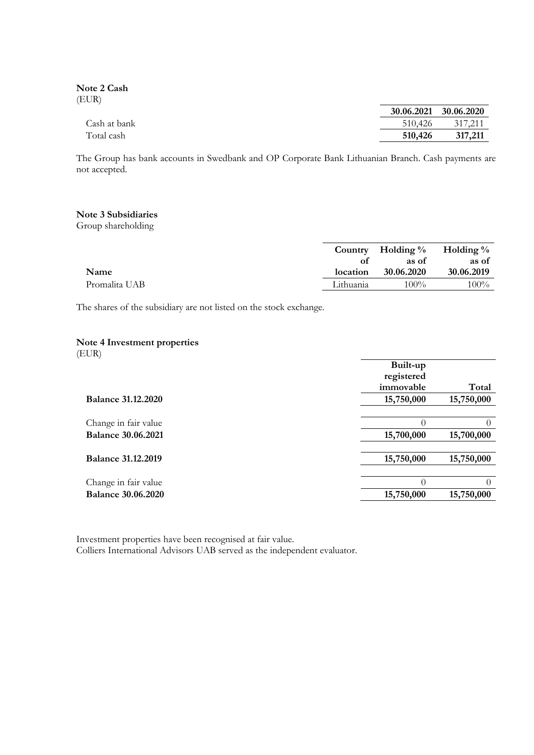**Note 2 Cash**
(EUR)

| | 30.06.2021 | 30.06.2020 |
|---|---|---|
| Cash at bank | 510,426 | 317,211 |
| Total cash | **510,426** | **317,211** |

The Group has bank accounts in Swedbank and OP Corporate Bank Lithuanian Branch. Cash payments are not accepted.

**Note 3 Subsidiaries**
Group shareholding

| Name | Country of location | Holding % as of 30.06.2020 | Holding % as of 30.06.2019 |
|---|---|---|---|
| Promalita UAB | Lithuania | 100% | 100% |

The shares of the subsidiary are not listed on the stock exchange.

**Note 4 Investment properties**
(EUR)

| | Built-up registered immovable | Total |
|---|---|---|
| **Balance 31.12.2020** | **15,750,000** | **15,750,000** |
| Change in fair value | 0 | 0 |
| **Balance 30.06.2021** | **15,700,000** | **15,700,000** |
| **Balance 31.12.2019** | **15,750,000** | **15,750,000** |
| Change in fair value | 0 | 0 |
| **Balance 30.06.2020** | **15,750,000** | **15,750,000** |

Investment properties have been recognised at fair value.
Colliers International Advisors UAB served as the independent evaluator.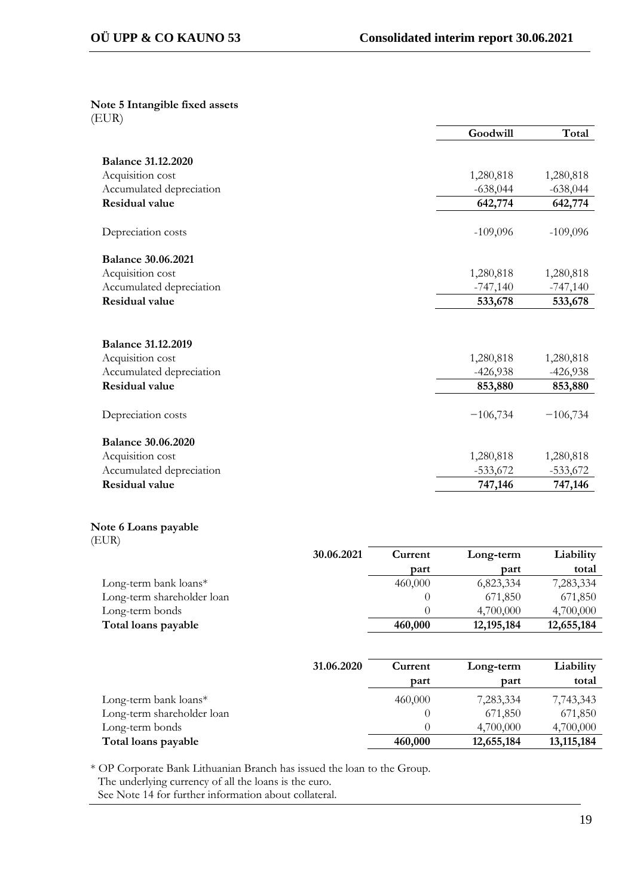**Note 5 Intangible fixed assets**
(EUR)

| | Goodwill | Total |
|---|---|---|
| **Balance 31.12.2020** | | |
| Acquisition cost | 1,280,818 | 1,280,818 |
| Accumulated depreciation | -638,044 | -638,044 |
| **Residual value** | **642,774** | **642,774** |
| Depreciation costs | -109,096 | -109,096 |
| **Balance 30.06.2021** | | |
| Acquisition cost | 1,280,818 | 1,280,818 |
| Accumulated depreciation | -747,140 | -747,140 |
| **Residual value** | **533,678** | **533,678** |
| **Balance 31.12.2019** | | |
| Acquisition cost | 1,280,818 | 1,280,818 |
| Accumulated depreciation | -426,938 | -426,938 |
| **Residual value** | **853,880** | **853,880** |
| Depreciation costs | −106,734 | −106,734 |
| **Balance 30.06.2020** | | |
| Acquisition cost | 1,280,818 | 1,280,818 |
| Accumulated depreciation | -533,672 | -533,672 |
| **Residual value** | **747,146** | **747,146** |

**Note 6 Loans payable**
(EUR)

| **30.06.2021** | Current part | Long-term part | Liability total |
|---|---|---|---|
| Long-term bank loans* | 460,000 | 6,823,334 | 7,283,334 |
| Long-term shareholder loan | 0 | 671,850 | 671,850 |
| Long-term bonds | 0 | 4,700,000 | 4,700,000 |
| **Total loans payable** | **460,000** | **12,195,184** | **12,655,184** |

| **31.06.2020** | Current part | Long-term part | Liability total |
|---|---|---|---|
| Long-term bank loans* | 460,000 | 7,283,334 | 7,743,343 |
| Long-term shareholder loan | 0 | 671,850 | 671,850 |
| Long-term bonds | 0 | 4,700,000 | 4,700,000 |
| **Total loans payable** | **460,000** | **12,655,184** | **13,115,184** |

* OP Corporate Bank Lithuanian Branch has issued the loan to the Group.
The underlying currency of all the loans is the euro.
See Note 14 for further information about collateral.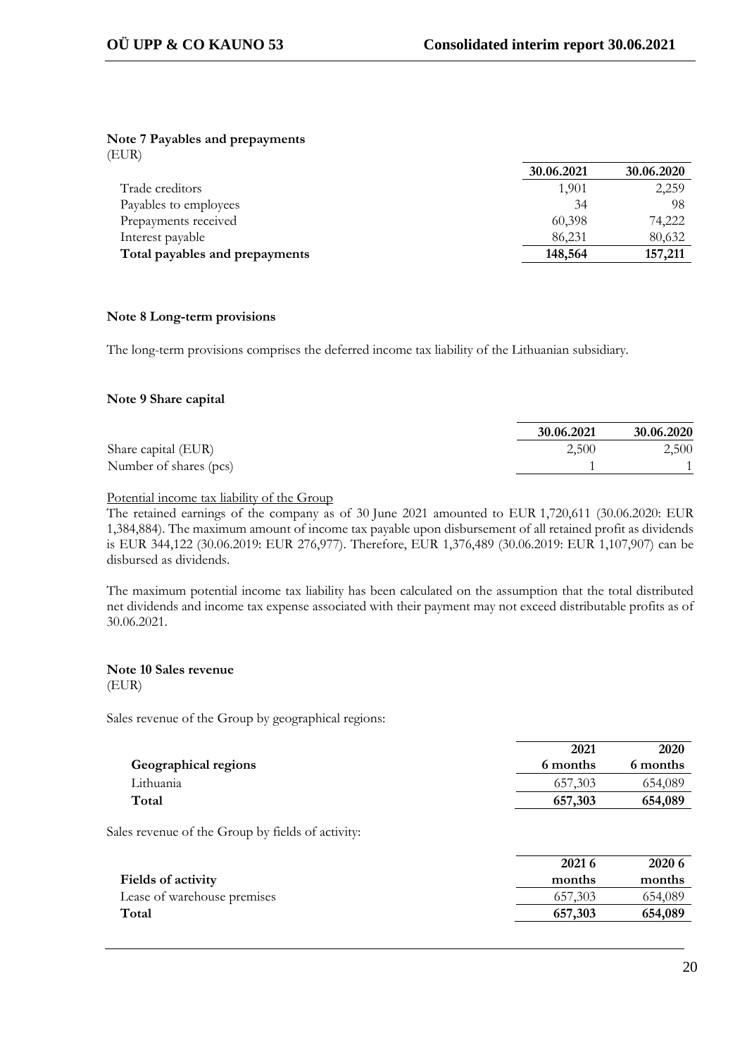**Note 7 Payables and prepayments**

(EUR)

| | 30.06.2021 | 30.06.2020 |
|---|---|---|
| Trade creditors | 1,901 | 2,259 |
| Payables to employees | 34 | 98 |
| Prepayments received | 60,398 | 74,222 |
| Interest payable | 86,231 | 80,632 |
| **Total payables and prepayments** | **148,564** | **157,211** |

**Note 8 Long-term provisions**

The long-term provisions comprises the deferred income tax liability of the Lithuanian subsidiary.

**Note 9 Share capital**

| | 30.06.2021 | 30.06.2020 |
|---|---|---|
| Share capital (EUR) | 2,500 | 2,500 |
| Number of shares (pcs) | 1 | 1 |

Potential income tax liability of the Group

The retained earnings of the company as of 30 June 2021 amounted to EUR 1,720,611 (30.06.2020: EUR 1,384,884). The maximum amount of income tax payable upon disbursement of all retained profit as dividends is EUR 344,122 (30.06.2019: EUR 276,977). Therefore, EUR 1,376,489 (30.06.2019: EUR 1,107,907) can be disbursed as dividends.

The maximum potential income tax liability has been calculated on the assumption that the total distributed net dividends and income tax expense associated with their payment may not exceed distributable profits as of 30.06.2021.

**Note 10 Sales revenue**

(EUR)

Sales revenue of the Group by geographical regions:

| Geographical regions | 2021 6 months | 2020 6 months |
|---|---|---|
| Lithuania | 657,303 | 654,089 |
| **Total** | **657,303** | **654,089** |

Sales revenue of the Group by fields of activity:

| Fields of activity | 2021 6 months | 2020 6 months |
|---|---|---|
| Lease of warehouse premises | 657,303 | 654,089 |
| **Total** | **657,303** | **654,089** |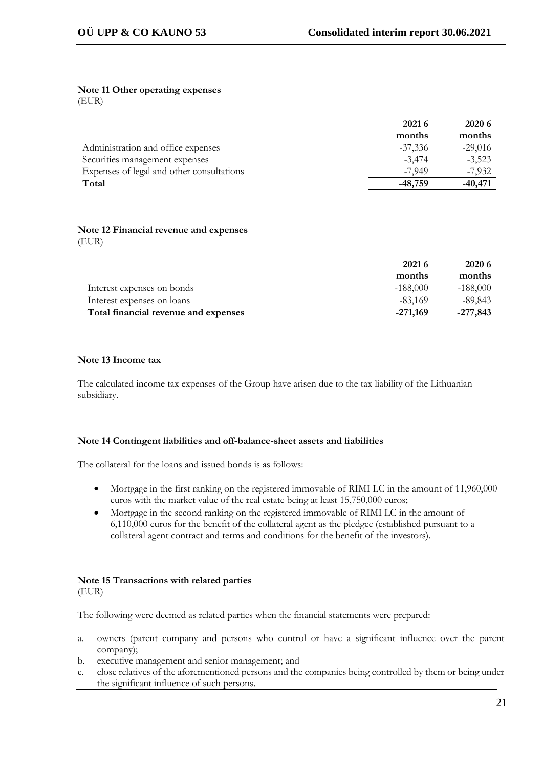**Note 11 Other operating expenses**
(EUR)

| | 2021 6 months | 2020 6 months |
|---|---|---|
| Administration and office expenses | -37,336 | -29,016 |
| Securities management expenses | -3,474 | -3,523 |
| Expenses of legal and other consultations | -7,949 | -7,932 |
| **Total** | **-48,759** | **-40,471** |

**Note 12 Financial revenue and expenses**
(EUR)

| | 2021 6 months | 2020 6 months |
|---|---|---|
| Interest expenses on bonds | -188,000 | -188,000 |
| Interest expenses on loans | -83,169 | -89,843 |
| **Total financial revenue and expenses** | **-271,169** | **-277,843** |

**Note 13 Income tax**

The calculated income tax expenses of the Group have arisen due to the tax liability of the Lithuanian subsidiary.

**Note 14 Contingent liabilities and off-balance-sheet assets and liabilities**

The collateral for the loans and issued bonds is as follows:

- Mortgage in the first ranking on the registered immovable of RIMI LC in the amount of 11,960,000 euros with the market value of the real estate being at least 15,750,000 euros;
- Mortgage in the second ranking on the registered immovable of RIMI LC in the amount of 6,110,000 euros for the benefit of the collateral agent as the pledgee (established pursuant to a collateral agent contract and terms and conditions for the benefit of the investors).

**Note 15 Transactions with related parties**
(EUR)

The following were deemed as related parties when the financial statements were prepared:

a. owners (parent company and persons who control or have a significant influence over the parent company);
b. executive management and senior management; and
c. close relatives of the aforementioned persons and the companies being controlled by them or being under the significant influence of such persons.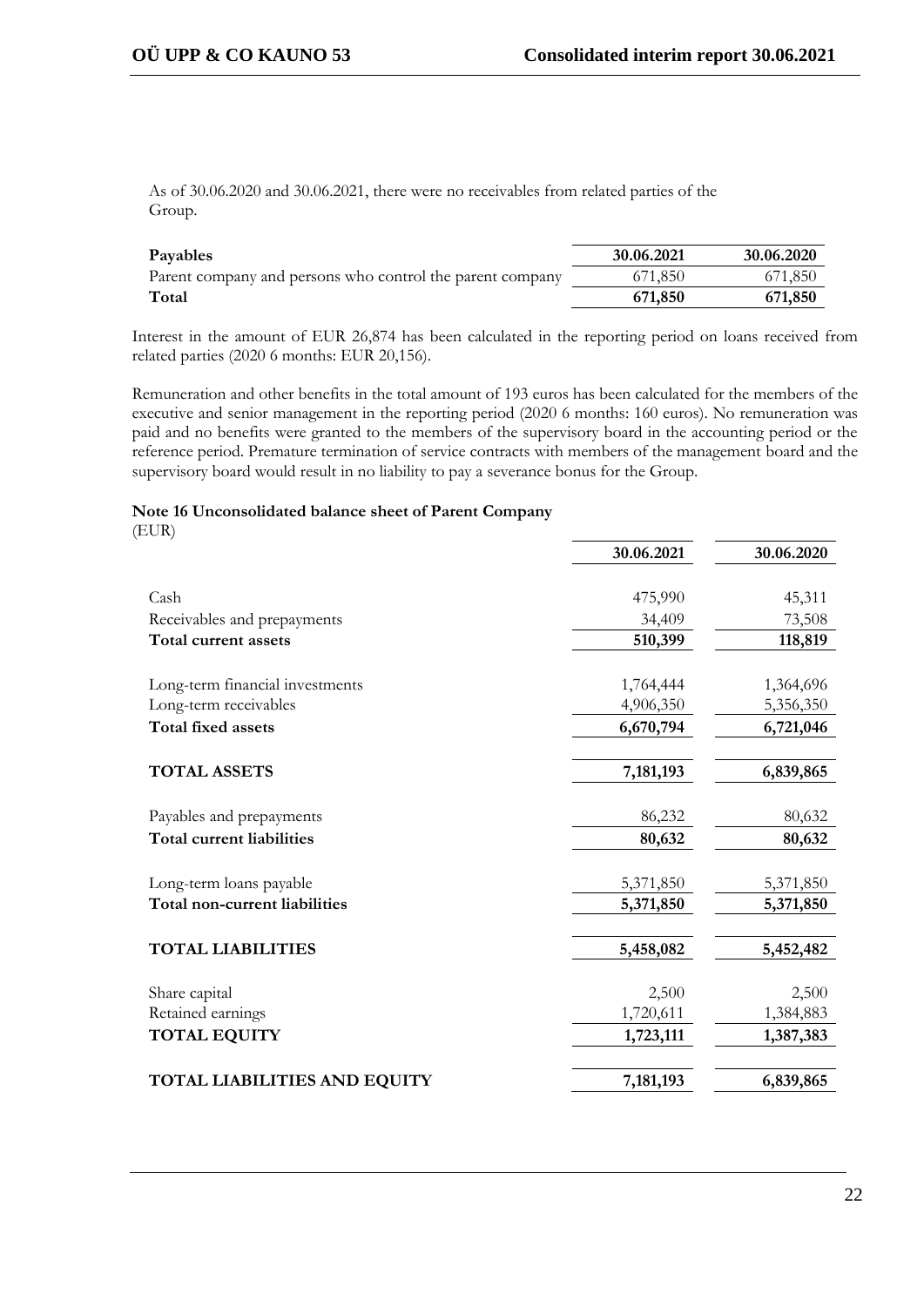As of 30.06.2020 and 30.06.2021, there were no receivables from related parties of the Group.

| Payables | 30.06.2021 | 30.06.2020 |
|---|---|---|
| Parent company and persons who control the parent company | 671,850 | 671,850 |
| **Total** | **671,850** | **671,850** |

Interest in the amount of EUR 26,874 has been calculated in the reporting period on loans received from related parties (2020 6 months: EUR 20,156).

Remuneration and other benefits in the total amount of 193 euros has been calculated for the members of the executive and senior management in the reporting period (2020 6 months: 160 euros). No remuneration was paid and no benefits were granted to the members of the supervisory board in the accounting period or the reference period. Premature termination of service contracts with members of the management board and the supervisory board would result in no liability to pay a severance bonus for the Group.

**Note 16 Unconsolidated balance sheet of Parent Company**

(EUR)

| | 30.06.2021 | 30.06.2020 |
|---|---|---|
| Cash | 475,990 | 45,311 |
| Receivables and prepayments | 34,409 | 73,508 |
| **Total current assets** | **510,399** | **118,819** |
| Long-term financial investments | 1,764,444 | 1,364,696 |
| Long-term receivables | 4,906,350 | 5,356,350 |
| **Total fixed assets** | **6,670,794** | **6,721,046** |
| **TOTAL ASSETS** | **7,181,193** | **6,839,865** |
| Payables and prepayments | 86,232 | 80,632 |
| **Total current liabilities** | **80,632** | **80,632** |
| Long-term loans payable | 5,371,850 | 5,371,850 |
| **Total non-current liabilities** | **5,371,850** | **5,371,850** |
| **TOTAL LIABILITIES** | **5,458,082** | **5,452,482** |
| Share capital | 2,500 | 2,500 |
| Retained earnings | 1,720,611 | 1,384,883 |
| **TOTAL EQUITY** | **1,723,111** | **1,387,383** |
| **TOTAL LIABILITIES AND EQUITY** | **7,181,193** | **6,839,865** |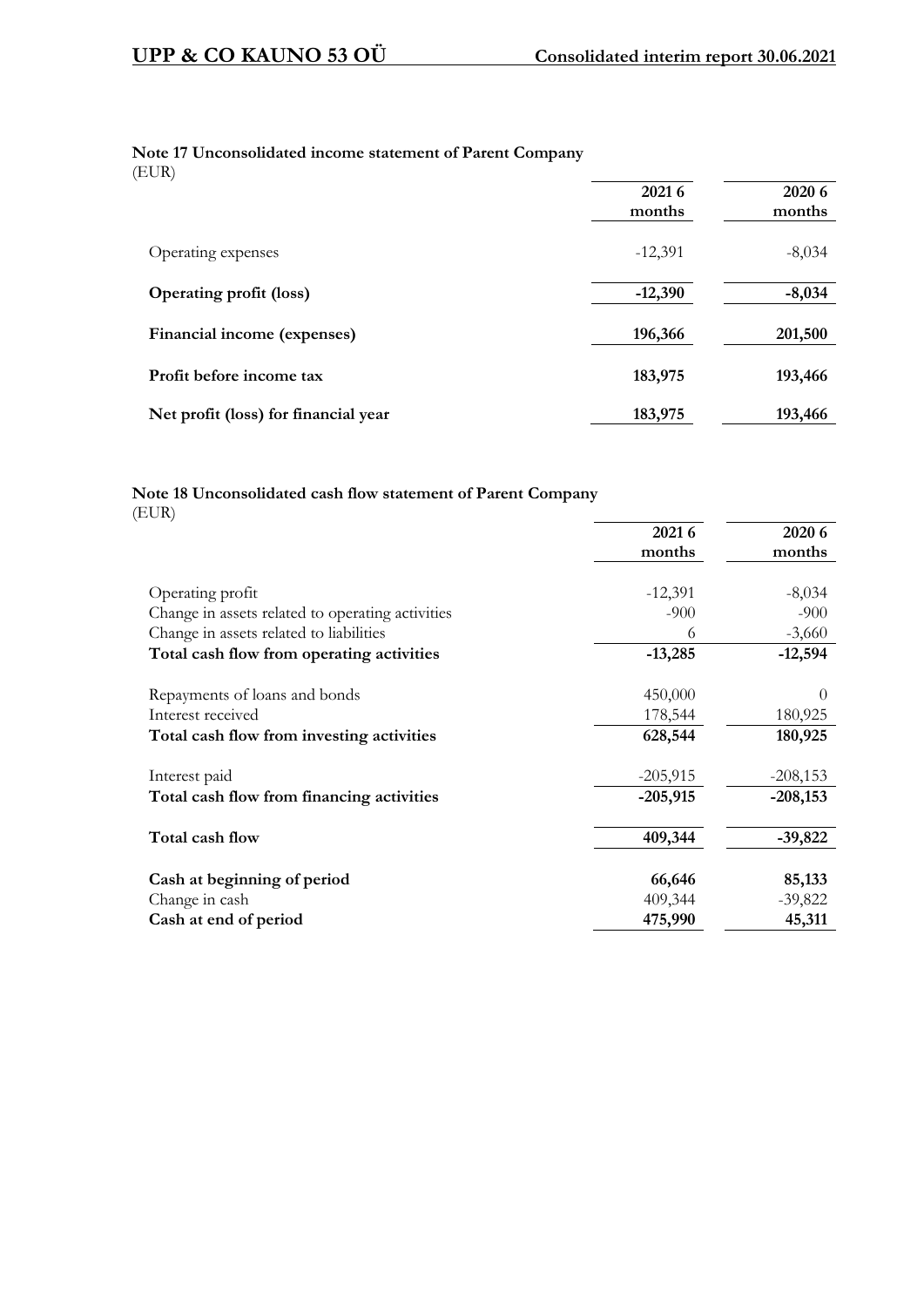## Note 17 Unconsolidated income statement of Parent Company

(EUR)

| | 2021 6 months | 2020 6 months |
|---|---|---|
| Operating expenses | -12,391 | -8,034 |
| **Operating profit (loss)** | **-12,390** | **-8,034** |
| **Financial income (expenses)** | **196,366** | **201,500** |
| **Profit before income tax** | **183,975** | **193,466** |
| **Net profit (loss) for financial year** | **183,975** | **193,466** |

## Note 18 Unconsolidated cash flow statement of Parent Company

(EUR)

| | 2021 6 months | 2020 6 months |
|---|---|---|
| Operating profit | -12,391 | -8,034 |
| Change in assets related to operating activities | -900 | -900 |
| Change in assets related to liabilities | 6 | -3,660 |
| **Total cash flow from operating activities** | **-13,285** | **-12,594** |
| Repayments of loans and bonds | 450,000 | 0 |
| Interest received | 178,544 | 180,925 |
| **Total cash flow from investing activities** | **628,544** | **180,925** |
| Interest paid | -205,915 | -208,153 |
| **Total cash flow from financing activities** | **-205,915** | **-208,153** |
| **Total cash flow** | **409,344** | **-39,822** |
| **Cash at beginning of period** | **66,646** | **85,133** |
| Change in cash | 409,344 | -39,822 |
| **Cash at end of period** | **475,990** | **45,311** |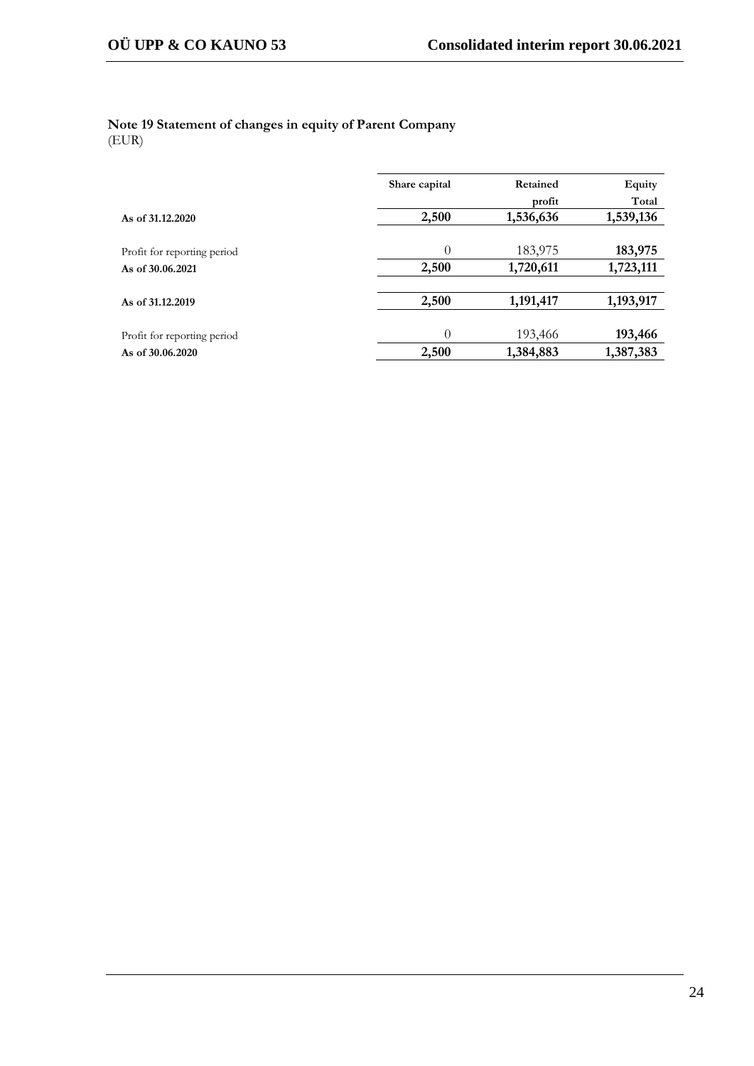**Note 19 Statement of changes in equity of Parent Company**
(EUR)

| | Share capital | Retained profit | Equity Total |
|---|---|---|---|
| **As of 31.12.2020** | **2,500** | **1,536,636** | **1,539,136** |
| Profit for reporting period | 0 | 183,975 | **183,975** |
| **As of 30.06.2021** | **2,500** | **1,720,611** | **1,723,111** |
| **As of 31.12.2019** | **2,500** | **1,191,417** | **1,193,917** |
| Profit for reporting period | 0 | 193,466 | **193,466** |
| **As of 30.06.2020** | **2,500** | **1,384,883** | **1,387,383** |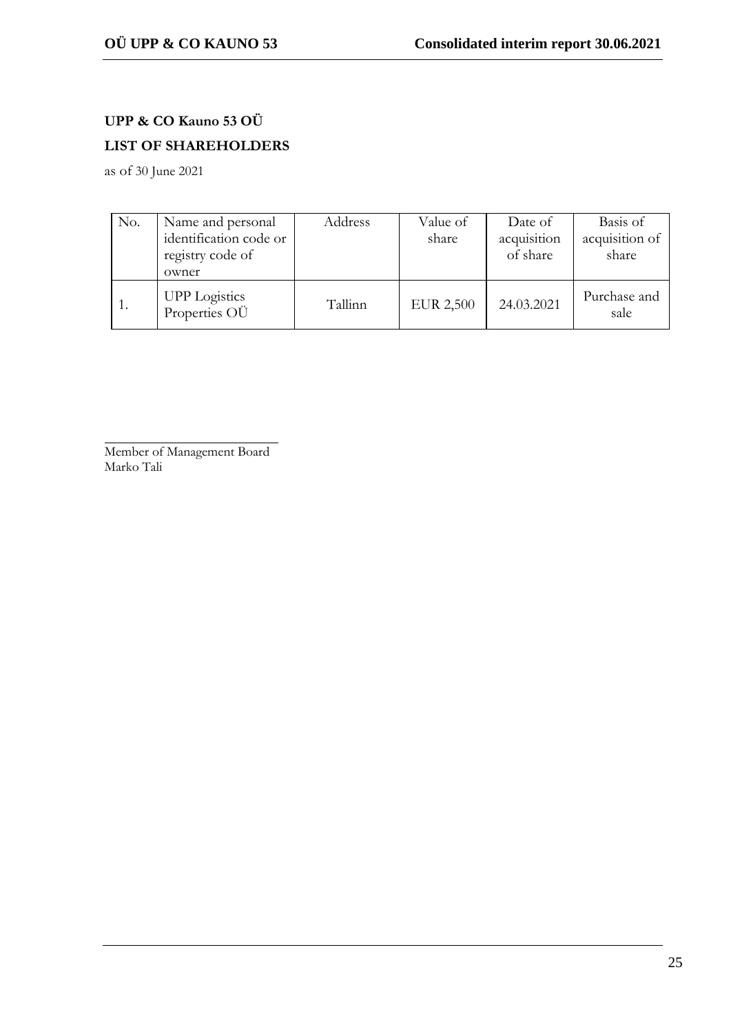**UPP & CO Kauno 53 OÜ**

**LIST OF SHAREHOLDERS**

as of 30 June 2021

| No. | Name and personal identification code or registry code of owner | Address | Value of share | Date of acquisition of share | Basis of acquisition of share |
|---|---|---|---|---|---|
| 1. | UPP Logistics Properties OÜ | Tallinn | EUR 2,500 | 24.03.2021 | Purchase and sale |

Member of Management Board
Marko Tali